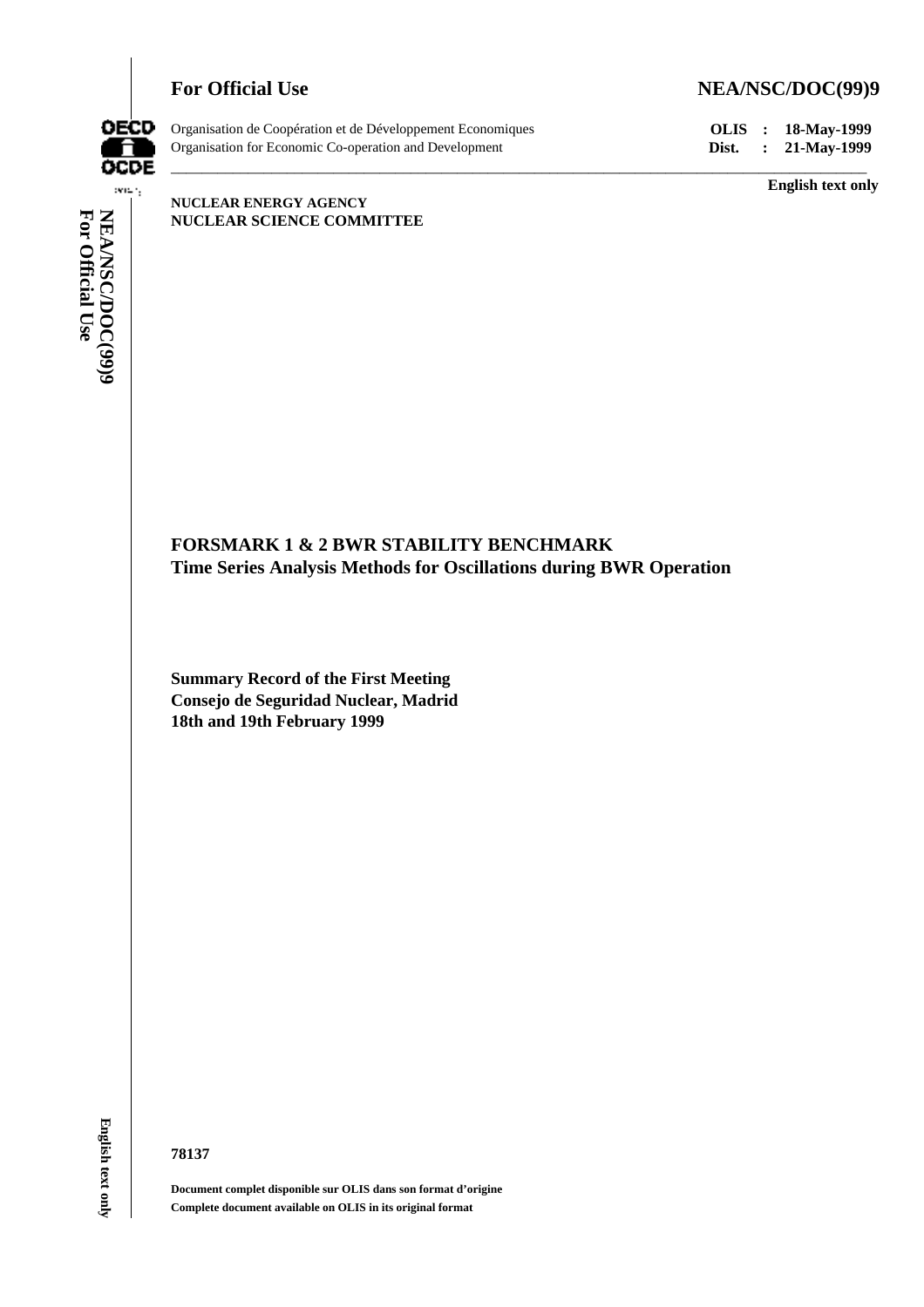**For Official Use** **NEA/NSC/DOC(99)9**

Organisation de Coopération et de Développement Economiques
Organisation for Economic Co-operation and Development

**OLIS : 18-May-1999**
**Dist. : 21-May-1999**

**English text only**

**NUCLEAR ENERGY AGENCY**
**NUCLEAR SCIENCE COMMITTEE**

# FORSMARK 1 & 2 BWR STABILITY BENCHMARK

## Time Series Analysis Methods for Oscillations during BWR Operation

**Summary Record of the First Meeting**
**Consejo de Seguridad Nuclear, Madrid**
**18th and 19th February 1999**

**78137**

**Document complet disponible sur OLIS dans son format d'origine**
**Complete document available on OLIS in its original format**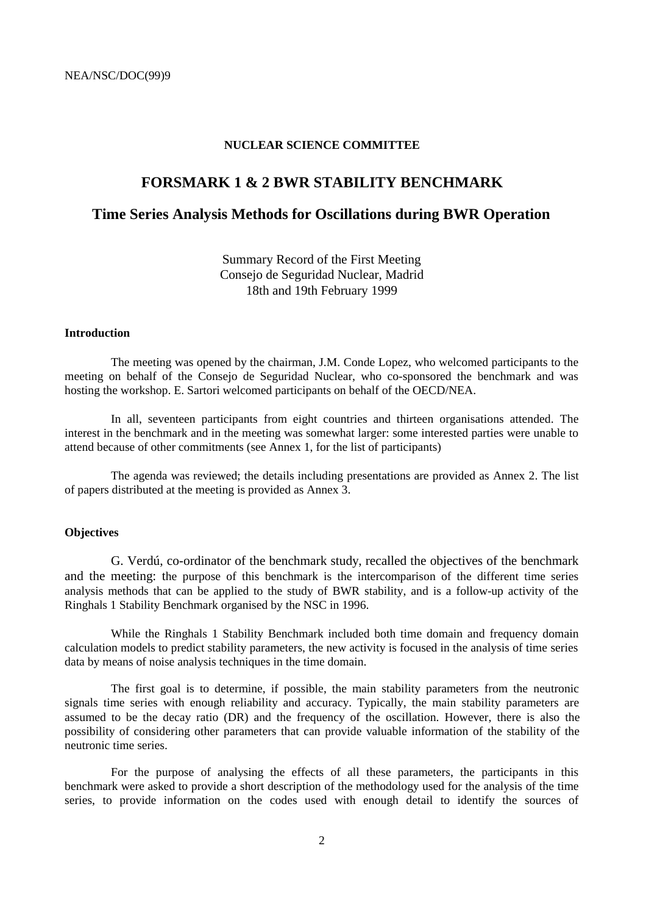NEA/NSC/DOC(99)9

**NUCLEAR SCIENCE COMMITTEE**

# FORSMARK 1 & 2 BWR STABILITY BENCHMARK

## Time Series Analysis Methods for Oscillations during BWR Operation

Summary Record of the First Meeting
Consejo de Seguridad Nuclear, Madrid
18th and 19th February 1999

### Introduction

The meeting was opened by the chairman, J.M. Conde Lopez, who welcomed participants to the meeting on behalf of the Consejo de Seguridad Nuclear, who co-sponsored the benchmark and was hosting the workshop. E. Sartori welcomed participants on behalf of the OECD/NEA.

In all, seventeen participants from eight countries and thirteen organisations attended. The interest in the benchmark and in the meeting was somewhat larger: some interested parties were unable to attend because of other commitments (see Annex 1, for the list of participants)

The agenda was reviewed; the details including presentations are provided as Annex 2. The list of papers distributed at the meeting is provided as Annex 3.

### Objectives

G. Verdú, co-ordinator of the benchmark study, recalled the objectives of the benchmark and the meeting: the purpose of this benchmark is the intercomparison of the different time series analysis methods that can be applied to the study of BWR stability, and is a follow-up activity of the Ringhals 1 Stability Benchmark organised by the NSC in 1996.

While the Ringhals 1 Stability Benchmark included both time domain and frequency domain calculation models to predict stability parameters, the new activity is focused in the analysis of time series data by means of noise analysis techniques in the time domain.

The first goal is to determine, if possible, the main stability parameters from the neutronic signals time series with enough reliability and accuracy. Typically, the main stability parameters are assumed to be the decay ratio (DR) and the frequency of the oscillation. However, there is also the possibility of considering other parameters that can provide valuable information of the stability of the neutronic time series.

For the purpose of analysing the effects of all these parameters, the participants in this benchmark were asked to provide a short description of the methodology used for the analysis of the time series, to provide information on the codes used with enough detail to identify the sources of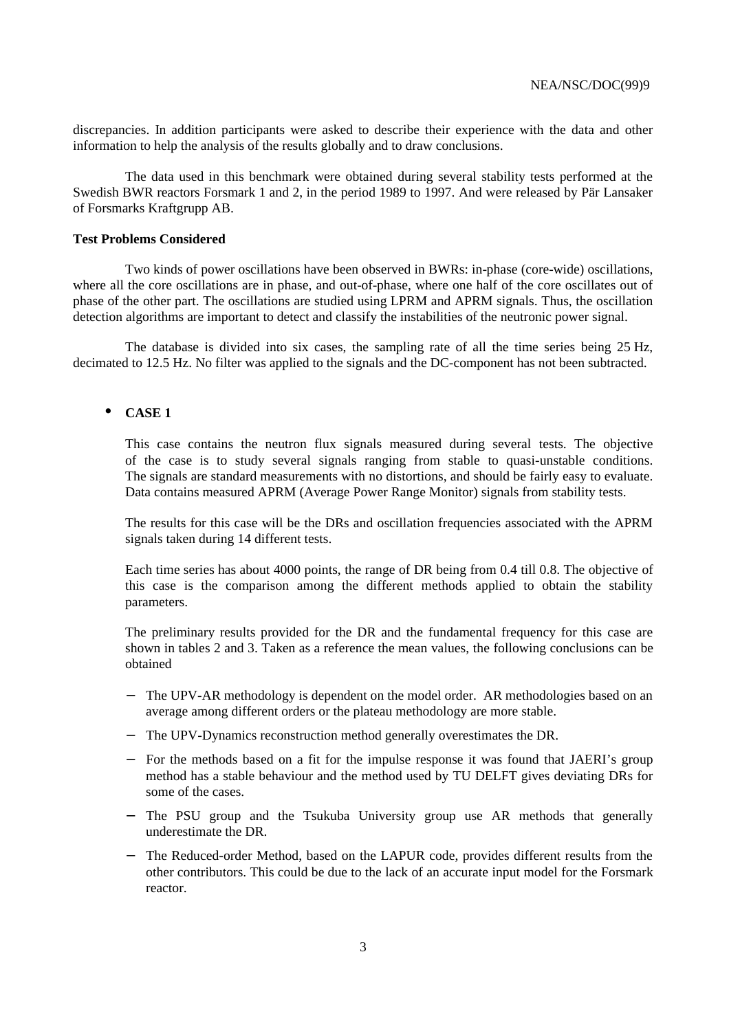discrepancies. In addition participants were asked to describe their experience with the data and other information to help the analysis of the results globally and to draw conclusions.

The data used in this benchmark were obtained during several stability tests performed at the Swedish BWR reactors Forsmark 1 and 2, in the period 1989 to 1997. And were released by Pär Lansaker of Forsmarks Kraftgrupp AB.

**Test Problems Considered**

Two kinds of power oscillations have been observed in BWRs: in-phase (core-wide) oscillations, where all the core oscillations are in phase, and out-of-phase, where one half of the core oscillates out of phase of the other part. The oscillations are studied using LPRM and APRM signals. Thus, the oscillation detection algorithms are important to detect and classify the instabilities of the neutronic power signal.

The database is divided into six cases, the sampling rate of all the time series being 25 Hz, decimated to 12.5 Hz. No filter was applied to the signals and the DC-component has not been subtracted.

- **CASE 1**

  This case contains the neutron flux signals measured during several tests. The objective of the case is to study several signals ranging from stable to quasi-unstable conditions. The signals are standard measurements with no distortions, and should be fairly easy to evaluate. Data contains measured APRM (Average Power Range Monitor) signals from stability tests.

  The results for this case will be the DRs and oscillation frequencies associated with the APRM signals taken during 14 different tests.

  Each time series has about 4000 points, the range of DR being from 0.4 till 0.8. The objective of this case is the comparison among the different methods applied to obtain the stability parameters.

  The preliminary results provided for the DR and the fundamental frequency for this case are shown in tables 2 and 3. Taken as a reference the mean values, the following conclusions can be obtained

  - The UPV-AR methodology is dependent on the model order. AR methodologies based on an average among different orders or the plateau methodology are more stable.
  - The UPV-Dynamics reconstruction method generally overestimates the DR.
  - For the methods based on a fit for the impulse response it was found that JAERI's group method has a stable behaviour and the method used by TU DELFT gives deviating DRs for some of the cases.
  - The PSU group and the Tsukuba University group use AR methods that generally underestimate the DR.
  - The Reduced-order Method, based on the LAPUR code, provides different results from the other contributors. This could be due to the lack of an accurate input model for the Forsmark reactor.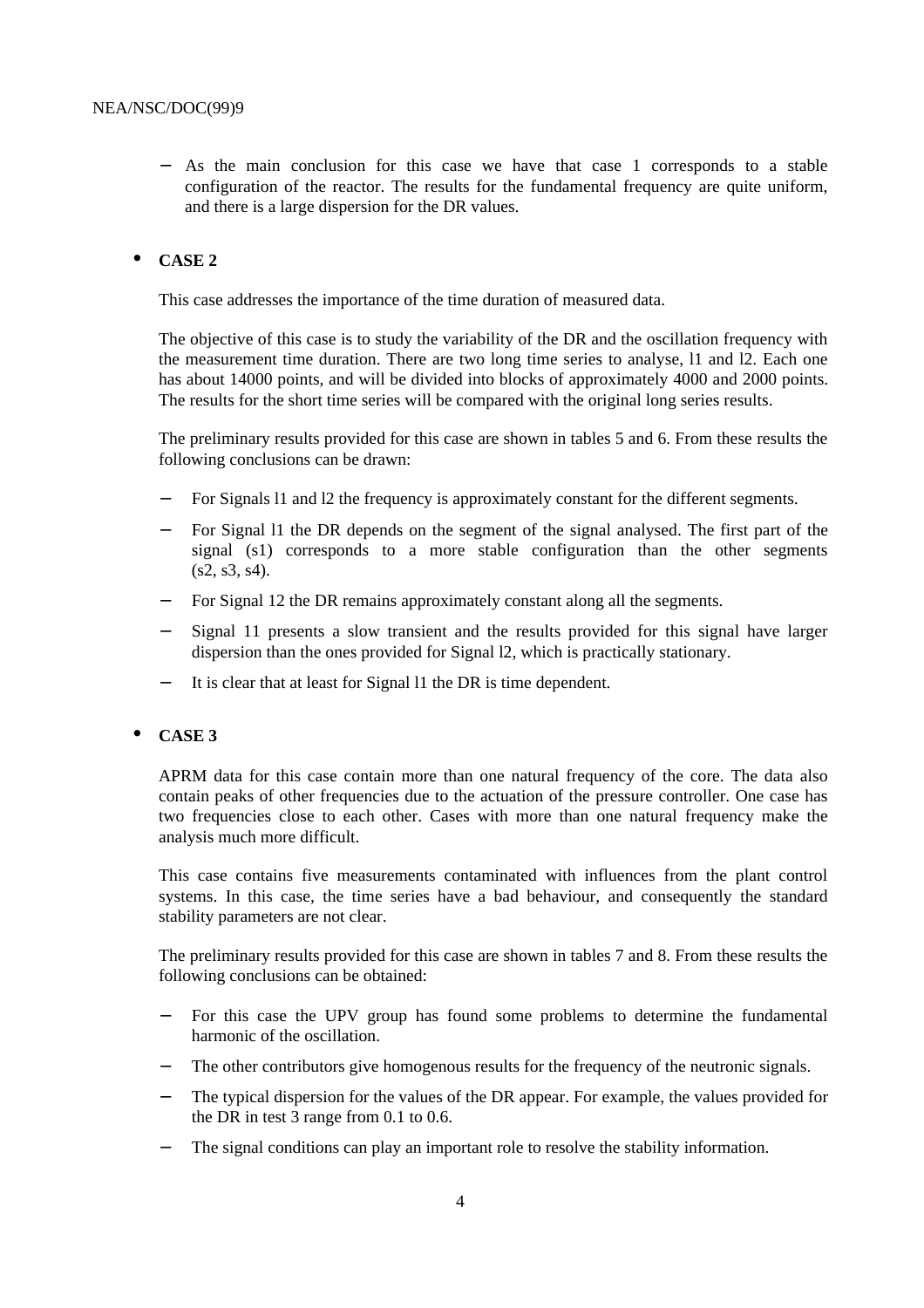- As the main conclusion for this case we have that case 1 corresponds to a stable configuration of the reactor. The results for the fundamental frequency are quite uniform, and there is a large dispersion for the DR values.

- **CASE 2**

  This case addresses the importance of the time duration of measured data.

  The objective of this case is to study the variability of the DR and the oscillation frequency with the measurement time duration. There are two long time series to analyse, l1 and l2. Each one has about 14000 points, and will be divided into blocks of approximately 4000 and 2000 points. The results for the short time series will be compared with the original long series results.

  The preliminary results provided for this case are shown in tables 5 and 6. From these results the following conclusions can be drawn:

  - For Signals l1 and l2 the frequency is approximately constant for the different segments.
  - For Signal l1 the DR depends on the segment of the signal analysed. The first part of the signal (s1) corresponds to a more stable configuration than the other segments (s2, s3, s4).
  - For Signal 12 the DR remains approximately constant along all the segments.
  - Signal 11 presents a slow transient and the results provided for this signal have larger dispersion than the ones provided for Signal l2, which is practically stationary.
  - It is clear that at least for Signal l1 the DR is time dependent.

- **CASE 3**

  APRM data for this case contain more than one natural frequency of the core. The data also contain peaks of other frequencies due to the actuation of the pressure controller. One case has two frequencies close to each other. Cases with more than one natural frequency make the analysis much more difficult.

  This case contains five measurements contaminated with influences from the plant control systems. In this case, the time series have a bad behaviour, and consequently the standard stability parameters are not clear.

  The preliminary results provided for this case are shown in tables 7 and 8. From these results the following conclusions can be obtained:

  - For this case the UPV group has found some problems to determine the fundamental harmonic of the oscillation.
  - The other contributors give homogenous results for the frequency of the neutronic signals.
  - The typical dispersion for the values of the DR appear. For example, the values provided for the DR in test 3 range from 0.1 to 0.6.
  - The signal conditions can play an important role to resolve the stability information.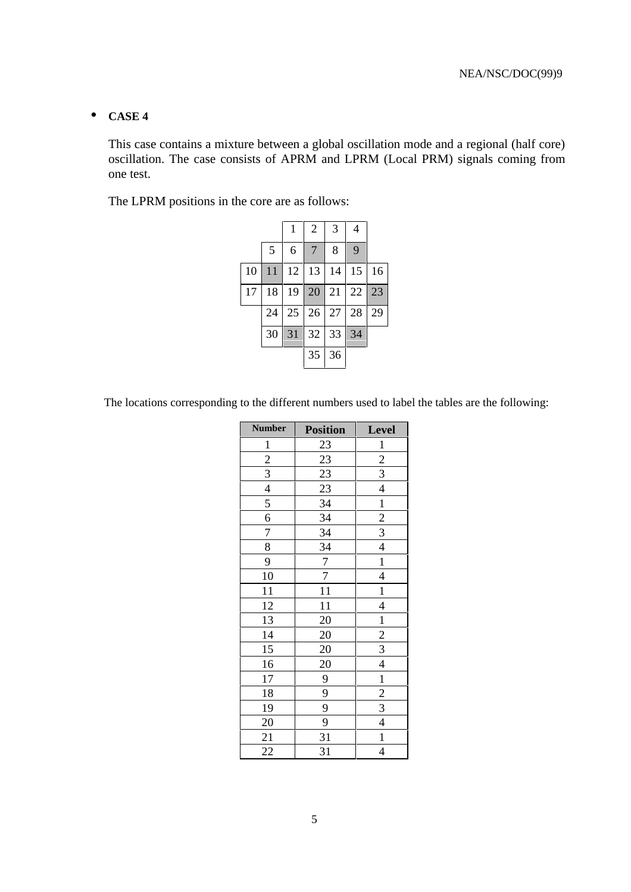- **CASE 4**

  This case contains a mixture between a global oscillation mode and a regional (half core) oscillation. The case consists of APRM and LPRM (Local PRM) signals coming from one test.

  The LPRM positions in the core are as follows:

|  |  | 1 | 2 | 3 | 4 |  |
|---|---|---|---|---|---|---|
|  | 5 | 6 | 7 | 8 | 9 |  |
| 10 | 11 | 12 | 13 | 14 | 15 | 16 |
| 17 | 18 | 19 | 20 | 21 | 22 | 23 |
|  | 24 | 25 | 26 | 27 | 28 | 29 |
|  | 30 | 31 | 32 | 33 | 34 |  |
|  |  |  | 35 | 36 |  |  |

The locations corresponding to the different numbers used to label the tables are the following:

| Number | Position | Level |
|---|---|---|
| 1 | 23 | 1 |
| 2 | 23 | 2 |
| 3 | 23 | 3 |
| 4 | 23 | 4 |
| 5 | 34 | 1 |
| 6 | 34 | 2 |
| 7 | 34 | 3 |
| 8 | 34 | 4 |
| 9 | 7 | 1 |
| 10 | 7 | 4 |
| 11 | 11 | 1 |
| 12 | 11 | 4 |
| 13 | 20 | 1 |
| 14 | 20 | 2 |
| 15 | 20 | 3 |
| 16 | 20 | 4 |
| 17 | 9 | 1 |
| 18 | 9 | 2 |
| 19 | 9 | 3 |
| 20 | 9 | 4 |
| 21 | 31 | 1 |
| 22 | 31 | 4 |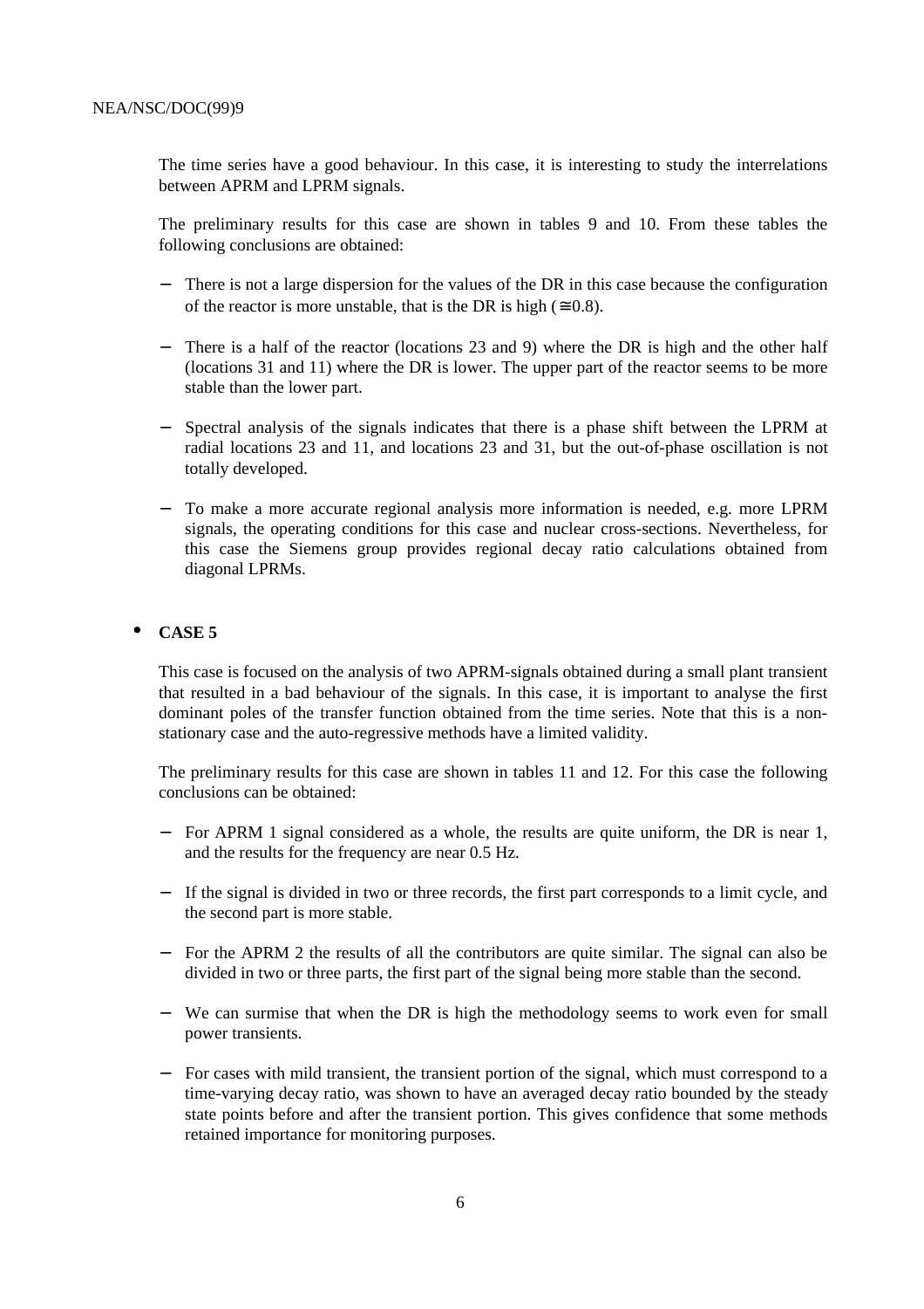The time series have a good behaviour. In this case, it is interesting to study the interrelations between APRM and LPRM signals.

The preliminary results for this case are shown in tables 9 and 10. From these tables the following conclusions are obtained:

- There is not a large dispersion for the values of the DR in this case because the configuration of the reactor is more unstable, that is the DR is high ($\cong$0.8).
- There is a half of the reactor (locations 23 and 9) where the DR is high and the other half (locations 31 and 11) where the DR is lower. The upper part of the reactor seems to be more stable than the lower part.
- Spectral analysis of the signals indicates that there is a phase shift between the LPRM at radial locations 23 and 11, and locations 23 and 31, but the out-of-phase oscillation is not totally developed.
- To make a more accurate regional analysis more information is needed, e.g. more LPRM signals, the operating conditions for this case and nuclear cross-sections. Nevertheless, for this case the Siemens group provides regional decay ratio calculations obtained from diagonal LPRMs.

- **CASE 5**

This case is focused on the analysis of two APRM-signals obtained during a small plant transient that resulted in a bad behaviour of the signals. In this case, it is important to analyse the first dominant poles of the transfer function obtained from the time series. Note that this is a non-stationary case and the auto-regressive methods have a limited validity.

The preliminary results for this case are shown in tables 11 and 12. For this case the following conclusions can be obtained:

- For APRM 1 signal considered as a whole, the results are quite uniform, the DR is near 1, and the results for the frequency are near 0.5 Hz.
- If the signal is divided in two or three records, the first part corresponds to a limit cycle, and the second part is more stable.
- For the APRM 2 the results of all the contributors are quite similar. The signal can also be divided in two or three parts, the first part of the signal being more stable than the second.
- We can surmise that when the DR is high the methodology seems to work even for small power transients.
- For cases with mild transient, the transient portion of the signal, which must correspond to a time-varying decay ratio, was shown to have an averaged decay ratio bounded by the steady state points before and after the transient portion. This gives confidence that some methods retained importance for monitoring purposes.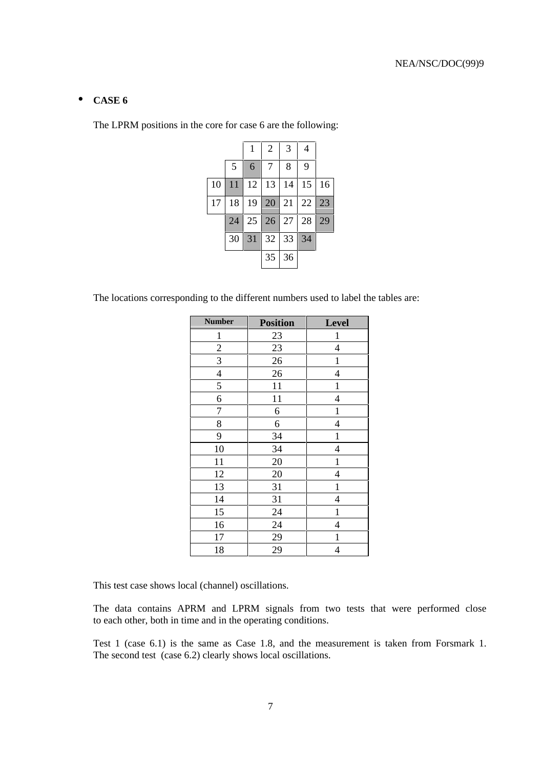- **CASE 6**

The LPRM positions in the core for case 6 are the following:

|  |  |  |  |  |  |  |
|---|---|---|---|---|---|---|
|  |  | 1 | 2 | 3 | 4 |  |
|  | 5 | 6 | 7 | 8 | 9 |  |
| 10 | 11 | 12 | 13 | 14 | 15 | 16 |
| 17 | 18 | 19 | 20 | 21 | 22 | 23 |
|  | 24 | 25 | 26 | 27 | 28 | 29 |
|  | 30 | 31 | 32 | 33 | 34 |  |
|  |  |  | 35 | 36 |  |  |

The locations corresponding to the different numbers used to label the tables are:

| Number | Position | Level |
|---|---|---|
| 1 | 23 | 1 |
| 2 | 23 | 4 |
| 3 | 26 | 1 |
| 4 | 26 | 4 |
| 5 | 11 | 1 |
| 6 | 11 | 4 |
| 7 | 6 | 1 |
| 8 | 6 | 4 |
| 9 | 34 | 1 |
| 10 | 34 | 4 |
| 11 | 20 | 1 |
| 12 | 20 | 4 |
| 13 | 31 | 1 |
| 14 | 31 | 4 |
| 15 | 24 | 1 |
| 16 | 24 | 4 |
| 17 | 29 | 1 |
| 18 | 29 | 4 |

This test case shows local (channel) oscillations.

The data contains APRM and LPRM signals from two tests that were performed close to each other, both in time and in the operating conditions.

Test 1 (case 6.1) is the same as Case 1.8, and the measurement is taken from Forsmark 1. The second test (case 6.2) clearly shows local oscillations.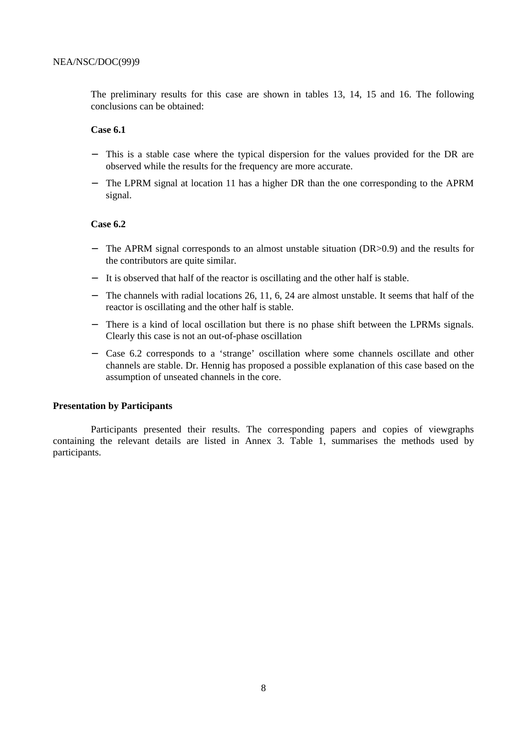The preliminary results for this case are shown in tables 13, 14, 15 and 16. The following conclusions can be obtained:

**Case 6.1**

- This is a stable case where the typical dispersion for the values provided for the DR are observed while the results for the frequency are more accurate.
- The LPRM signal at location 11 has a higher DR than the one corresponding to the APRM signal.

**Case 6.2**

- The APRM signal corresponds to an almost unstable situation (DR>0.9) and the results for the contributors are quite similar.
- It is observed that half of the reactor is oscillating and the other half is stable.
- The channels with radial locations 26, 11, 6, 24 are almost unstable. It seems that half of the reactor is oscillating and the other half is stable.
- There is a kind of local oscillation but there is no phase shift between the LPRMs signals. Clearly this case is not an out-of-phase oscillation
- Case 6.2 corresponds to a 'strange' oscillation where some channels oscillate and other channels are stable. Dr. Hennig has proposed a possible explanation of this case based on the assumption of unseated channels in the core.

**Presentation by Participants**

Participants presented their results. The corresponding papers and copies of viewgraphs containing the relevant details are listed in Annex 3. Table 1, summarises the methods used by participants.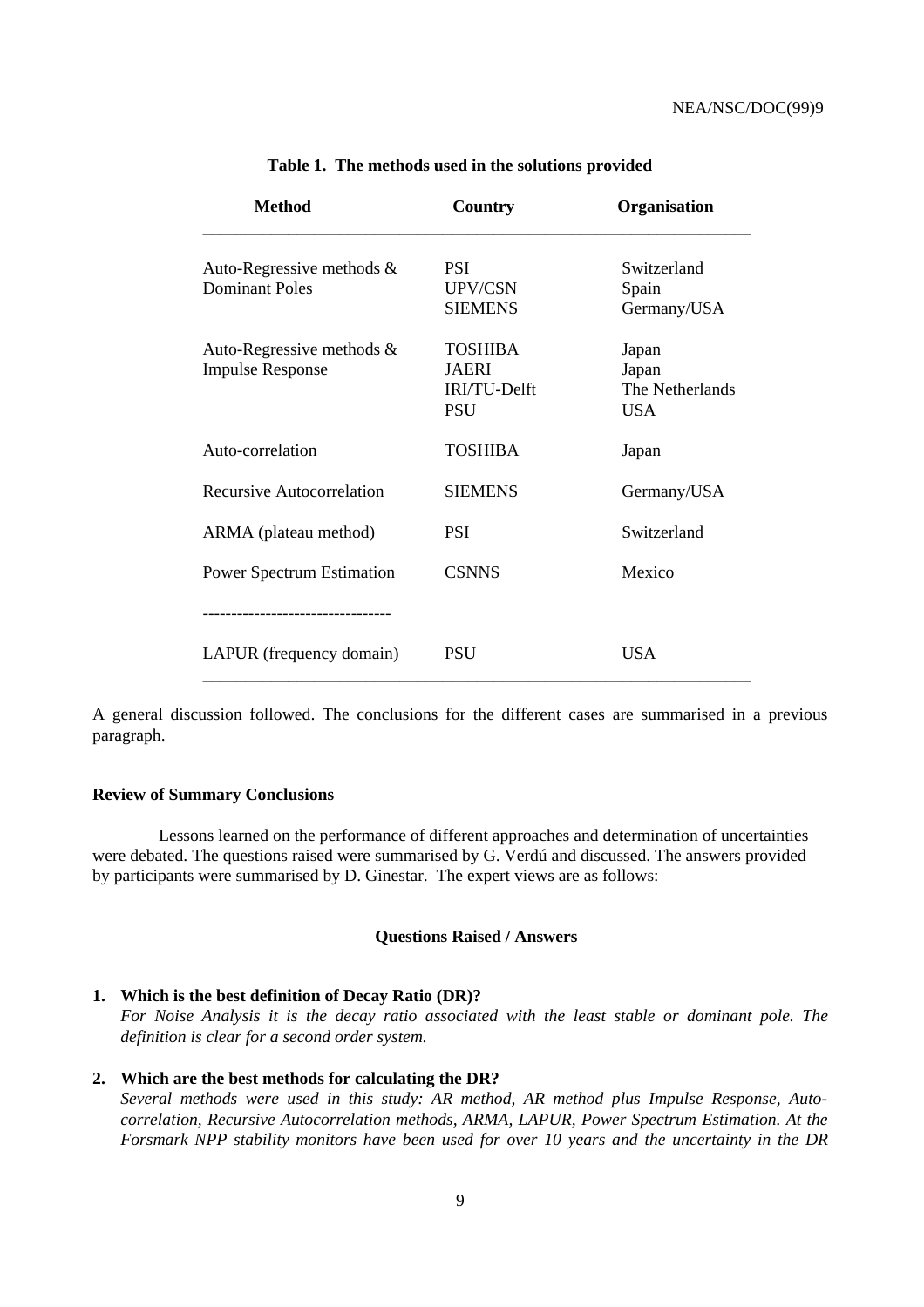**Table 1. The methods used in the solutions provided**

| Method | Country | Organisation |
|---|---|---|
| Auto-Regressive methods & Dominant Poles | PSI<br>UPV/CSN<br>SIEMENS | Switzerland<br>Spain<br>Germany/USA |
| Auto-Regressive methods & Impulse Response | TOSHIBA<br>JAERI<br>IRI/TU-Delft<br>PSU | Japan<br>Japan<br>The Netherlands<br>USA |
| Auto-correlation | TOSHIBA | Japan |
| Recursive Autocorrelation | SIEMENS | Germany/USA |
| ARMA (plateau method) | PSI | Switzerland |
| Power Spectrum Estimation | CSNNS | Mexico |
| LAPUR (frequency domain) | PSU | USA |

A general discussion followed. The conclusions for the different cases are summarised in a previous paragraph.

**Review of Summary Conclusions**

Lessons learned on the performance of different approaches and determination of uncertainties were debated. The questions raised were summarised by G. Verdú and discussed. The answers provided by participants were summarised by D. Ginestar. The expert views are as follows:

**Questions Raised / Answers**

1. **Which is the best definition of Decay Ratio (DR)?**
   *For Noise Analysis it is the decay ratio associated with the least stable or dominant pole. The definition is clear for a second order system.*

2. **Which are the best methods for calculating the DR?**
   *Several methods were used in this study: AR method, AR method plus Impulse Response, Auto-correlation, Recursive Autocorrelation methods, ARMA, LAPUR, Power Spectrum Estimation. At the Forsmark NPP stability monitors have been used for over 10 years and the uncertainty in the DR*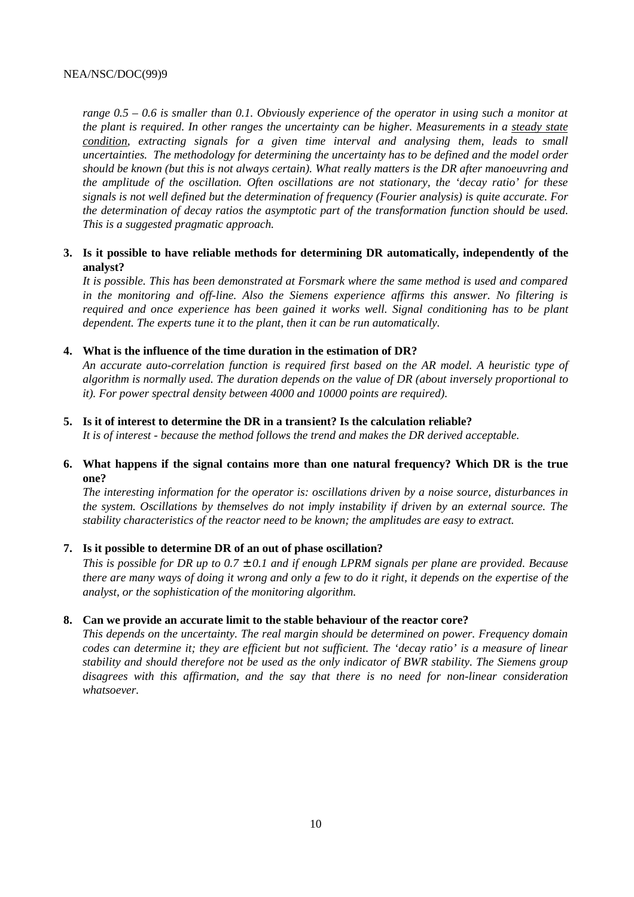*range 0.5 – 0.6 is smaller than 0.1. Obviously experience of the operator in using such a monitor at the plant is required. In other ranges the uncertainty can be higher. Measurements in a steady state condition, extracting signals for a given time interval and analysing them, leads to small uncertainties. The methodology for determining the uncertainty has to be defined and the model order should be known (but this is not always certain). What really matters is the DR after manoeuvring and the amplitude of the oscillation. Often oscillations are not stationary, the 'decay ratio' for these signals is not well defined but the determination of frequency (Fourier analysis) is quite accurate. For the determination of decay ratios the asymptotic part of the transformation function should be used. This is a suggested pragmatic approach.*

3. **Is it possible to have reliable methods for determining DR automatically, independently of the analyst?**
   *It is possible. This has been demonstrated at Forsmark where the same method is used and compared in the monitoring and off-line. Also the Siemens experience affirms this answer. No filtering is required and once experience has been gained it works well. Signal conditioning has to be plant dependent. The experts tune it to the plant, then it can be run automatically.*

4. **What is the influence of the time duration in the estimation of DR?**
   *An accurate auto-correlation function is required first based on the AR model. A heuristic type of algorithm is normally used. The duration depends on the value of DR (about inversely proportional to it). For power spectral density between 4000 and 10000 points are required).*

5. **Is it of interest to determine the DR in a transient? Is the calculation reliable?**
   *It is of interest - because the method follows the trend and makes the DR derived acceptable.*

6. **What happens if the signal contains more than one natural frequency? Which DR is the true one?**
   *The interesting information for the operator is: oscillations driven by a noise source, disturbances in the system. Oscillations by themselves do not imply instability if driven by an external source. The stability characteristics of the reactor need to be known; the amplitudes are easy to extract.*

7. **Is it possible to determine DR of an out of phase oscillation?**
   *This is possible for DR up to $0.7 \pm 0.1$ and if enough LPRM signals per plane are provided. Because there are many ways of doing it wrong and only a few to do it right, it depends on the expertise of the analyst, or the sophistication of the monitoring algorithm.*

8. **Can we provide an accurate limit to the stable behaviour of the reactor core?**
   *This depends on the uncertainty. The real margin should be determined on power. Frequency domain codes can determine it; they are efficient but not sufficient. The 'decay ratio' is a measure of linear stability and should therefore not be used as the only indicator of BWR stability. The Siemens group disagrees with this affirmation, and the say that there is no need for non-linear consideration whatsoever.*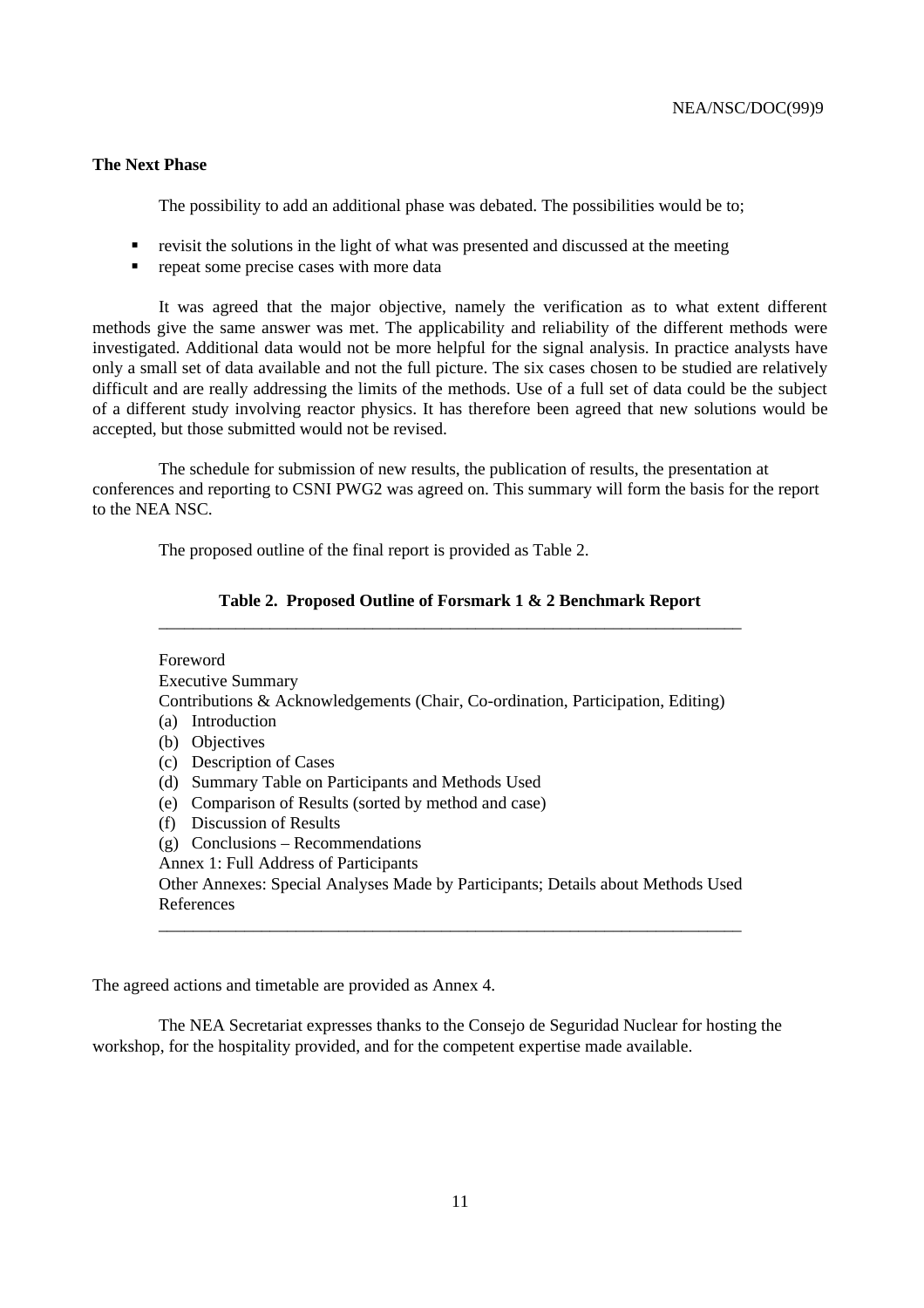### The Next Phase

The possibility to add an additional phase was debated. The possibilities would be to;

- revisit the solutions in the light of what was presented and discussed at the meeting
- repeat some precise cases with more data

It was agreed that the major objective, namely the verification as to what extent different methods give the same answer was met. The applicability and reliability of the different methods were investigated. Additional data would not be more helpful for the signal analysis. In practice analysts have only a small set of data available and not the full picture. The six cases chosen to be studied are relatively difficult and are really addressing the limits of the methods. Use of a full set of data could be the subject of a different study involving reactor physics. It has therefore been agreed that new solutions would be accepted, but those submitted would not be revised.

The schedule for submission of new results, the publication of results, the presentation at conferences and reporting to CSNI PWG2 was agreed on. This summary will form the basis for the report to the NEA NSC.

The proposed outline of the final report is provided as Table 2.

**Table 2. Proposed Outline of Forsmark 1 & 2 Benchmark Report**

Foreword
Executive Summary
Contributions & Acknowledgements (Chair, Co-ordination, Participation, Editing)
(a) Introduction
(b) Objectives
(c) Description of Cases
(d) Summary Table on Participants and Methods Used
(e) Comparison of Results (sorted by method and case)
(f) Discussion of Results
(g) Conclusions – Recommendations
Annex 1: Full Address of Participants
Other Annexes: Special Analyses Made by Participants; Details about Methods Used
References

The agreed actions and timetable are provided as Annex 4.

The NEA Secretariat expresses thanks to the Consejo de Seguridad Nuclear for hosting the workshop, for the hospitality provided, and for the competent expertise made available.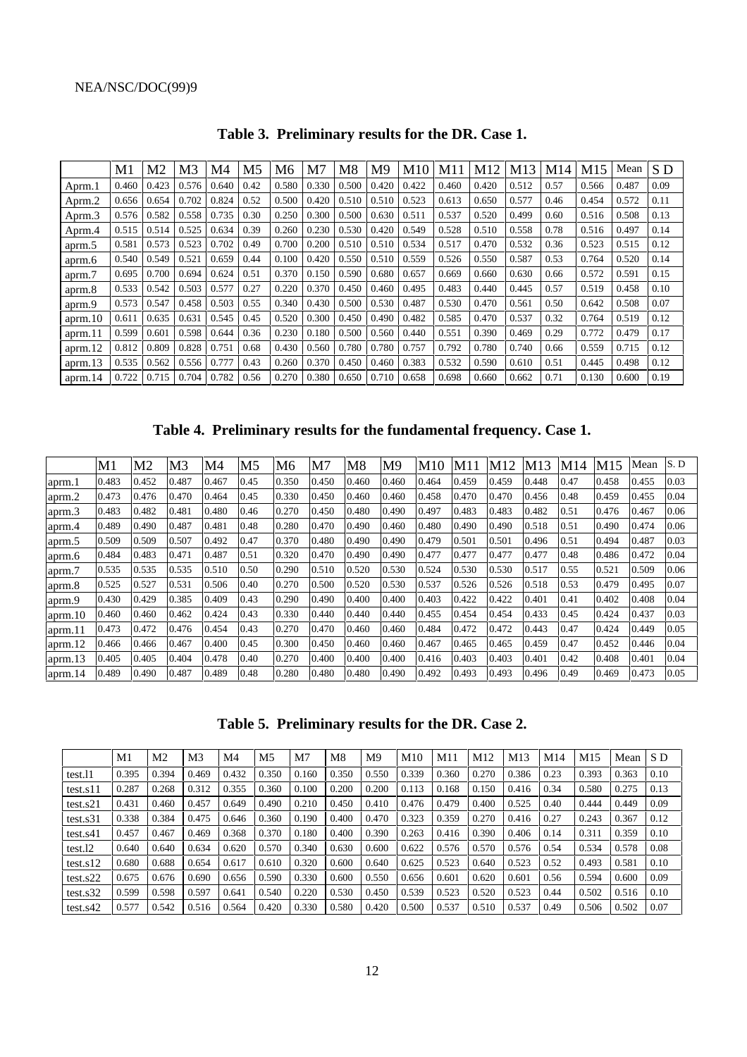**Table 3. Preliminary results for the DR. Case 1.**

| | M1 | M2 | M3 | M4 | M5 | M6 | M7 | M8 | M9 | M10 | M11 | M12 | M13 | M14 | M15 | Mean | S D |
|---|---|---|---|---|---|---|---|---|---|---|---|---|---|---|---|---|---|
| Aprm.1 | 0.460 | 0.423 | 0.576 | 0.640 | 0.42 | 0.580 | 0.330 | 0.500 | 0.420 | 0.422 | 0.460 | 0.420 | 0.512 | 0.57 | 0.566 | 0.487 | 0.09 |
| Aprm.2 | 0.656 | 0.654 | 0.702 | 0.824 | 0.52 | 0.500 | 0.420 | 0.510 | 0.510 | 0.523 | 0.613 | 0.650 | 0.577 | 0.46 | 0.454 | 0.572 | 0.11 |
| Aprm.3 | 0.576 | 0.582 | 0.558 | 0.735 | 0.30 | 0.250 | 0.300 | 0.500 | 0.630 | 0.511 | 0.537 | 0.520 | 0.499 | 0.60 | 0.516 | 0.508 | 0.13 |
| Aprm.4 | 0.515 | 0.514 | 0.525 | 0.634 | 0.39 | 0.260 | 0.230 | 0.530 | 0.420 | 0.549 | 0.528 | 0.510 | 0.558 | 0.78 | 0.516 | 0.497 | 0.14 |
| aprm.5 | 0.581 | 0.573 | 0.523 | 0.702 | 0.49 | 0.700 | 0.200 | 0.510 | 0.510 | 0.534 | 0.517 | 0.470 | 0.532 | 0.36 | 0.523 | 0.515 | 0.12 |
| aprm.6 | 0.540 | 0.549 | 0.521 | 0.659 | 0.44 | 0.100 | 0.420 | 0.550 | 0.510 | 0.559 | 0.526 | 0.550 | 0.587 | 0.53 | 0.764 | 0.520 | 0.14 |
| aprm.7 | 0.695 | 0.700 | 0.694 | 0.624 | 0.51 | 0.370 | 0.150 | 0.590 | 0.680 | 0.657 | 0.669 | 0.660 | 0.630 | 0.66 | 0.572 | 0.591 | 0.15 |
| aprm.8 | 0.533 | 0.542 | 0.503 | 0.577 | 0.27 | 0.220 | 0.370 | 0.450 | 0.460 | 0.495 | 0.483 | 0.440 | 0.445 | 0.57 | 0.519 | 0.458 | 0.10 |
| aprm.9 | 0.573 | 0.547 | 0.458 | 0.503 | 0.55 | 0.340 | 0.430 | 0.500 | 0.530 | 0.487 | 0.530 | 0.470 | 0.561 | 0.50 | 0.642 | 0.508 | 0.07 |
| aprm.10 | 0.611 | 0.635 | 0.631 | 0.545 | 0.45 | 0.520 | 0.300 | 0.450 | 0.490 | 0.482 | 0.585 | 0.470 | 0.537 | 0.32 | 0.764 | 0.519 | 0.12 |
| aprm.11 | 0.599 | 0.601 | 0.598 | 0.644 | 0.36 | 0.230 | 0.180 | 0.500 | 0.560 | 0.440 | 0.551 | 0.390 | 0.469 | 0.29 | 0.772 | 0.479 | 0.17 |
| aprm.12 | 0.812 | 0.809 | 0.828 | 0.751 | 0.68 | 0.430 | 0.560 | 0.780 | 0.780 | 0.757 | 0.792 | 0.780 | 0.740 | 0.66 | 0.559 | 0.715 | 0.12 |
| aprm.13 | 0.535 | 0.562 | 0.556 | 0.777 | 0.43 | 0.260 | 0.370 | 0.450 | 0.460 | 0.383 | 0.532 | 0.590 | 0.610 | 0.51 | 0.445 | 0.498 | 0.12 |
| aprm.14 | 0.722 | 0.715 | 0.704 | 0.782 | 0.56 | 0.270 | 0.380 | 0.650 | 0.710 | 0.658 | 0.698 | 0.660 | 0.662 | 0.71 | 0.130 | 0.600 | 0.19 |

**Table 4. Preliminary results for the fundamental frequency. Case 1.**

| | M1 | M2 | M3 | M4 | M5 | M6 | M7 | M8 | M9 | M10 | M11 | M12 | M13 | M14 | M15 | Mean | S. D |
|---|---|---|---|---|---|---|---|---|---|---|---|---|---|---|---|---|---|
| aprm.1 | 0.483 | 0.452 | 0.487 | 0.467 | 0.45 | 0.350 | 0.450 | 0.460 | 0.460 | 0.464 | 0.459 | 0.459 | 0.448 | 0.47 | 0.458 | 0.455 | 0.03 |
| aprm.2 | 0.473 | 0.476 | 0.470 | 0.464 | 0.45 | 0.330 | 0.450 | 0.460 | 0.460 | 0.458 | 0.470 | 0.470 | 0.456 | 0.48 | 0.459 | 0.455 | 0.04 |
| aprm.3 | 0.483 | 0.482 | 0.481 | 0.480 | 0.46 | 0.270 | 0.450 | 0.480 | 0.490 | 0.497 | 0.483 | 0.483 | 0.482 | 0.51 | 0.476 | 0.467 | 0.06 |
| aprm.4 | 0.489 | 0.490 | 0.487 | 0.481 | 0.48 | 0.280 | 0.470 | 0.490 | 0.460 | 0.480 | 0.490 | 0.490 | 0.518 | 0.51 | 0.490 | 0.474 | 0.06 |
| aprm.5 | 0.509 | 0.509 | 0.507 | 0.492 | 0.47 | 0.370 | 0.480 | 0.490 | 0.490 | 0.479 | 0.501 | 0.501 | 0.496 | 0.51 | 0.494 | 0.487 | 0.03 |
| aprm.6 | 0.484 | 0.483 | 0.471 | 0.487 | 0.51 | 0.320 | 0.470 | 0.490 | 0.490 | 0.477 | 0.477 | 0.477 | 0.477 | 0.48 | 0.486 | 0.472 | 0.04 |
| aprm.7 | 0.535 | 0.535 | 0.535 | 0.510 | 0.50 | 0.290 | 0.510 | 0.520 | 0.530 | 0.524 | 0.530 | 0.530 | 0.517 | 0.55 | 0.521 | 0.509 | 0.06 |
| aprm.8 | 0.525 | 0.527 | 0.531 | 0.506 | 0.40 | 0.270 | 0.500 | 0.520 | 0.530 | 0.537 | 0.526 | 0.526 | 0.518 | 0.53 | 0.479 | 0.495 | 0.07 |
| aprm.9 | 0.430 | 0.429 | 0.385 | 0.409 | 0.43 | 0.290 | 0.490 | 0.400 | 0.400 | 0.403 | 0.422 | 0.422 | 0.401 | 0.41 | 0.402 | 0.408 | 0.04 |
| aprm.10 | 0.460 | 0.460 | 0.462 | 0.424 | 0.43 | 0.330 | 0.440 | 0.440 | 0.440 | 0.455 | 0.454 | 0.454 | 0.433 | 0.45 | 0.424 | 0.437 | 0.03 |
| aprm.11 | 0.473 | 0.472 | 0.476 | 0.454 | 0.43 | 0.270 | 0.470 | 0.460 | 0.460 | 0.484 | 0.472 | 0.472 | 0.443 | 0.47 | 0.424 | 0.449 | 0.05 |
| aprm.12 | 0.466 | 0.466 | 0.467 | 0.400 | 0.45 | 0.300 | 0.450 | 0.460 | 0.460 | 0.467 | 0.465 | 0.465 | 0.459 | 0.47 | 0.452 | 0.446 | 0.04 |
| aprm.13 | 0.405 | 0.405 | 0.404 | 0.478 | 0.40 | 0.270 | 0.400 | 0.400 | 0.400 | 0.416 | 0.403 | 0.403 | 0.401 | 0.42 | 0.408 | 0.401 | 0.04 |
| aprm.14 | 0.489 | 0.490 | 0.487 | 0.489 | 0.48 | 0.280 | 0.480 | 0.480 | 0.490 | 0.492 | 0.493 | 0.493 | 0.496 | 0.49 | 0.469 | 0.473 | 0.05 |

**Table 5. Preliminary results for the DR. Case 2.**

| | M1 | M2 | M3 | M4 | M5 | M7 | M8 | M9 | M10 | M11 | M12 | M13 | M14 | M15 | Mean | S D |
|---|---|---|---|---|---|---|---|---|---|---|---|---|---|---|---|---|
| test.l1 | 0.395 | 0.394 | 0.469 | 0.432 | 0.350 | 0.160 | 0.350 | 0.550 | 0.339 | 0.360 | 0.270 | 0.386 | 0.23 | 0.393 | 0.363 | 0.10 |
| test.s11 | 0.287 | 0.268 | 0.312 | 0.355 | 0.360 | 0.100 | 0.200 | 0.200 | 0.113 | 0.168 | 0.150 | 0.416 | 0.34 | 0.580 | 0.275 | 0.13 |
| test.s21 | 0.431 | 0.460 | 0.457 | 0.649 | 0.490 | 0.210 | 0.450 | 0.410 | 0.476 | 0.479 | 0.400 | 0.525 | 0.40 | 0.444 | 0.449 | 0.09 |
| test.s31 | 0.338 | 0.384 | 0.475 | 0.646 | 0.360 | 0.190 | 0.400 | 0.470 | 0.323 | 0.359 | 0.270 | 0.416 | 0.27 | 0.243 | 0.367 | 0.12 |
| test.s41 | 0.457 | 0.467 | 0.469 | 0.368 | 0.370 | 0.180 | 0.400 | 0.390 | 0.263 | 0.416 | 0.390 | 0.406 | 0.14 | 0.311 | 0.359 | 0.10 |
| test.l2 | 0.640 | 0.640 | 0.634 | 0.620 | 0.570 | 0.340 | 0.630 | 0.600 | 0.622 | 0.576 | 0.570 | 0.576 | 0.54 | 0.534 | 0.578 | 0.08 |
| test.s12 | 0.680 | 0.688 | 0.654 | 0.617 | 0.610 | 0.320 | 0.600 | 0.640 | 0.625 | 0.523 | 0.640 | 0.523 | 0.52 | 0.493 | 0.581 | 0.10 |
| test.s22 | 0.675 | 0.676 | 0.690 | 0.656 | 0.590 | 0.330 | 0.600 | 0.550 | 0.656 | 0.601 | 0.620 | 0.601 | 0.56 | 0.594 | 0.600 | 0.09 |
| test.s32 | 0.599 | 0.598 | 0.597 | 0.641 | 0.540 | 0.220 | 0.530 | 0.450 | 0.539 | 0.523 | 0.520 | 0.523 | 0.44 | 0.502 | 0.516 | 0.10 |
| test.s42 | 0.577 | 0.542 | 0.516 | 0.564 | 0.420 | 0.330 | 0.580 | 0.420 | 0.500 | 0.537 | 0.510 | 0.537 | 0.49 | 0.506 | 0.502 | 0.07 |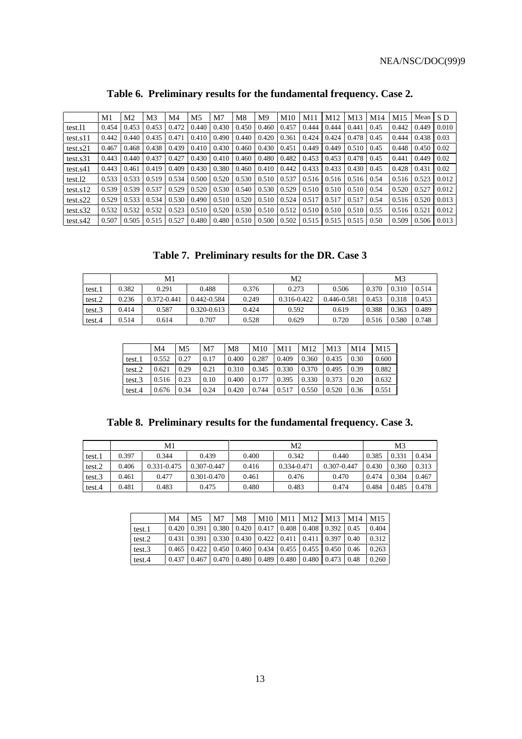**Table 6. Preliminary results for the fundamental frequency. Case 2.**

| | M1 | M2 | M3 | M4 | M5 | M7 | M8 | M9 | M10 | M11 | M12 | M13 | M14 | M15 | Mean | S D |
|---|---|---|---|---|---|---|---|---|---|---|---|---|---|---|---|---|
| test.l1 | 0.454 | 0.453 | 0.453 | 0.472 | 0.440 | 0.430 | 0.450 | 0.460 | 0.457 | 0.444 | 0.444 | 0.441 | 0.45 | 0.442 | 0.449 | 0.010 |
| test.s11 | 0.442 | 0.440 | 0.435 | 0.471 | 0.410 | 0.490 | 0.440 | 0.420 | 0.361 | 0.424 | 0.424 | 0.478 | 0.45 | 0.444 | 0.438 | 0.03 |
| test.s21 | 0.467 | 0.468 | 0.438 | 0.439 | 0.410 | 0.430 | 0.460 | 0.430 | 0.451 | 0.449 | 0.449 | 0.510 | 0.45 | 0.448 | 0.450 | 0.02 |
| test.s31 | 0.443 | 0.440 | 0.437 | 0.427 | 0.430 | 0.410 | 0.460 | 0.480 | 0.482 | 0.453 | 0.453 | 0.478 | 0.45 | 0.441 | 0.449 | 0.02 |
| test.s41 | 0.443 | 0.461 | 0.419 | 0.409 | 0.430 | 0.380 | 0.460 | 0.410 | 0.442 | 0.433 | 0.433 | 0.430 | 0.45 | 0.428 | 0.431 | 0.02 |
| test.l2 | 0.533 | 0.533 | 0.519 | 0.534 | 0.500 | 0.520 | 0.530 | 0.510 | 0.537 | 0.516 | 0.516 | 0.516 | 0.54 | 0.516 | 0.523 | 0.012 |
| test.s12 | 0.539 | 0.539 | 0.537 | 0.529 | 0.520 | 0.530 | 0.540 | 0.530 | 0.529 | 0.510 | 0.510 | 0.510 | 0.54 | 0.520 | 0.527 | 0.012 |
| test.s22 | 0.529 | 0.533 | 0.534 | 0.530 | 0.490 | 0.510 | 0.520 | 0.510 | 0.524 | 0.517 | 0.517 | 0.517 | 0.54 | 0.516 | 0.520 | 0.013 |
| test.s32 | 0.532 | 0.532 | 0.532 | 0.523 | 0.510 | 0.520 | 0.530 | 0.510 | 0.512 | 0.510 | 0.510 | 0.510 | 0.55 | 0.516 | 0.521 | 0.012 |
| test.s42 | 0.507 | 0.505 | 0.515 | 0.527 | 0.480 | 0.480 | 0.510 | 0.500 | 0.502 | 0.515 | 0.515 | 0.515 | 0.50 | 0.509 | 0.506 | 0.013 |

**Table 7. Preliminary results for the DR. Case 3**

| | M1 | | | M2 | | | M3 | | |
|---|---|---|---|---|---|---|---|---|---|
| test.1 | 0.382 | 0.291 | 0.488 | 0.376 | 0.273 | 0.506 | 0.370 | 0.310 | 0.514 |
| test.2 | 0.236 | 0.372-0.441 | 0.442-0.584 | 0.249 | 0.316-0.422 | 0.446-0.581 | 0.453 | 0.318 | 0.453 |
| test.3 | 0.414 | 0.587 | 0.320-0.613 | 0.424 | 0.592 | 0.619 | 0.388 | 0.363 | 0.489 |
| test.4 | 0.514 | 0.614 | 0.707 | 0.528 | 0.629 | 0.720 | 0.516 | 0.580 | 0.748 |

| | M4 | M5 | M7 | M8 | M10 | M11 | M12 | M13 | M14 | M15 |
|---|---|---|---|---|---|---|---|---|---|---|
| test.1 | 0.552 | 0.27 | 0.17 | 0.400 | 0.287 | 0.409 | 0.360 | 0.435 | 0.30 | 0.600 |
| test.2 | 0.621 | 0.29 | 0.21 | 0.310 | 0.345 | 0.330 | 0.370 | 0.495 | 0.39 | 0.882 |
| test.3 | 0.516 | 0.23 | 0.10 | 0.400 | 0.177 | 0.395 | 0.330 | 0.373 | 0.20 | 0.632 |
| test.4 | 0.676 | 0.34 | 0.24 | 0.420 | 0.744 | 0.517 | 0.550 | 0.520 | 0.36 | 0.551 |

**Table 8. Preliminary results for the fundamental frequency. Case 3.**

| | M1 | | | M2 | | | M3 | | |
|---|---|---|---|---|---|---|---|---|---|
| test.1 | 0.397 | 0.344 | 0.439 | 0.400 | 0.342 | 0.440 | 0.385 | 0.331 | 0.434 |
| test.2 | 0.406 | 0.331-0.475 | 0.307-0.447 | 0.416 | 0.334-0.471 | 0.307-0.447 | 0.430 | 0.360 | 0.313 |
| test.3 | 0.461 | 0.477 | 0.301-0.470 | 0.461 | 0.476 | 0.470 | 0.474 | 0.304 | 0.467 |
| test.4 | 0.481 | 0.483 | 0.475 | 0.480 | 0.483 | 0.474 | 0.484 | 0.485 | 0.478 |

| | M4 | M5 | M7 | M8 | M10 | M11 | M12 | M13 | M14 | M15 |
|---|---|---|---|---|---|---|---|---|---|---|
| test.1 | 0.420 | 0.391 | 0.380 | 0.420 | 0.417 | 0.408 | 0.408 | 0.392 | 0.45 | 0.404 |
| test.2 | 0.431 | 0.391 | 0.330 | 0.430 | 0.422 | 0.411 | 0.411 | 0.397 | 0.40 | 0.312 |
| test.3 | 0.465 | 0.422 | 0.450 | 0.460 | 0.434 | 0.455 | 0.455 | 0.450 | 0.46 | 0.263 |
| test.4 | 0.437 | 0.467 | 0.470 | 0.480 | 0.489 | 0.480 | 0.480 | 0.473 | 0.48 | 0.260 |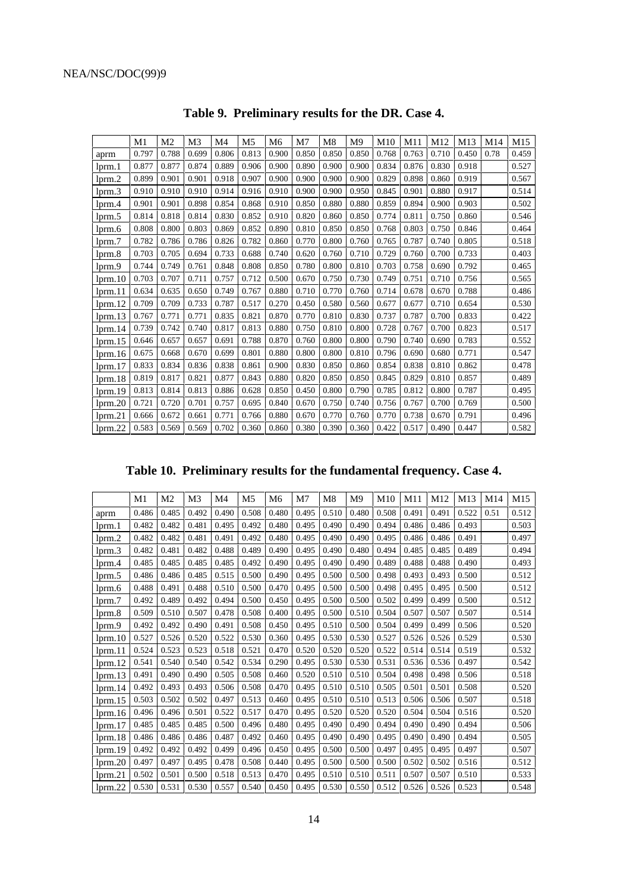### Table 9. Preliminary results for the DR. Case 4.

| | M1 | M2 | M3 | M4 | M5 | M6 | M7 | M8 | M9 | M10 | M11 | M12 | M13 | M14 | M15 |
|---|---|---|---|---|---|---|---|---|---|---|---|---|---|---|---|
| aprm | 0.797 | 0.788 | 0.699 | 0.806 | 0.813 | 0.900 | 0.850 | 0.850 | 0.850 | 0.768 | 0.763 | 0.710 | 0.450 | 0.78 | 0.459 |
| lprm.1 | 0.877 | 0.877 | 0.874 | 0.889 | 0.906 | 0.900 | 0.890 | 0.900 | 0.900 | 0.834 | 0.876 | 0.830 | 0.918 | | 0.527 |
| lprm.2 | 0.899 | 0.901 | 0.901 | 0.918 | 0.907 | 0.900 | 0.900 | 0.900 | 0.900 | 0.829 | 0.898 | 0.860 | 0.919 | | 0.567 |
| lprm.3 | 0.910 | 0.910 | 0.910 | 0.914 | 0.916 | 0.910 | 0.900 | 0.900 | 0.950 | 0.845 | 0.901 | 0.880 | 0.917 | | 0.514 |
| lprm.4 | 0.901 | 0.901 | 0.898 | 0.854 | 0.868 | 0.910 | 0.850 | 0.880 | 0.880 | 0.859 | 0.894 | 0.900 | 0.903 | | 0.502 |
| lprm.5 | 0.814 | 0.818 | 0.814 | 0.830 | 0.852 | 0.910 | 0.820 | 0.860 | 0.850 | 0.774 | 0.811 | 0.750 | 0.860 | | 0.546 |
| lprm.6 | 0.808 | 0.800 | 0.803 | 0.869 | 0.852 | 0.890 | 0.810 | 0.850 | 0.850 | 0.768 | 0.803 | 0.750 | 0.846 | | 0.464 |
| lprm.7 | 0.782 | 0.786 | 0.786 | 0.826 | 0.782 | 0.860 | 0.770 | 0.800 | 0.760 | 0.765 | 0.787 | 0.740 | 0.805 | | 0.518 |
| lprm.8 | 0.703 | 0.705 | 0.694 | 0.733 | 0.688 | 0.740 | 0.620 | 0.760 | 0.710 | 0.729 | 0.760 | 0.700 | 0.733 | | 0.403 |
| lprm.9 | 0.744 | 0.749 | 0.761 | 0.848 | 0.808 | 0.850 | 0.780 | 0.800 | 0.810 | 0.703 | 0.758 | 0.690 | 0.792 | | 0.465 |
| lprm.10 | 0.703 | 0.707 | 0.711 | 0.757 | 0.712 | 0.500 | 0.670 | 0.750 | 0.730 | 0.749 | 0.751 | 0.710 | 0.756 | | 0.565 |
| lprm.11 | 0.634 | 0.635 | 0.650 | 0.749 | 0.767 | 0.880 | 0.710 | 0.770 | 0.760 | 0.714 | 0.678 | 0.670 | 0.788 | | 0.486 |
| lprm.12 | 0.709 | 0.709 | 0.733 | 0.787 | 0.517 | 0.270 | 0.450 | 0.580 | 0.560 | 0.677 | 0.677 | 0.710 | 0.654 | | 0.530 |
| lprm.13 | 0.767 | 0.771 | 0.771 | 0.835 | 0.821 | 0.870 | 0.770 | 0.810 | 0.830 | 0.737 | 0.787 | 0.700 | 0.833 | | 0.422 |
| lprm.14 | 0.739 | 0.742 | 0.740 | 0.817 | 0.813 | 0.880 | 0.750 | 0.810 | 0.800 | 0.728 | 0.767 | 0.700 | 0.823 | | 0.517 |
| lprm.15 | 0.646 | 0.657 | 0.657 | 0.691 | 0.788 | 0.870 | 0.760 | 0.800 | 0.800 | 0.790 | 0.740 | 0.690 | 0.783 | | 0.552 |
| lprm.16 | 0.675 | 0.668 | 0.670 | 0.699 | 0.801 | 0.880 | 0.800 | 0.800 | 0.810 | 0.796 | 0.690 | 0.680 | 0.771 | | 0.547 |
| lprm.17 | 0.833 | 0.834 | 0.836 | 0.838 | 0.861 | 0.900 | 0.830 | 0.850 | 0.860 | 0.854 | 0.838 | 0.810 | 0.862 | | 0.478 |
| lprm.18 | 0.819 | 0.817 | 0.821 | 0.877 | 0.843 | 0.880 | 0.820 | 0.850 | 0.850 | 0.845 | 0.829 | 0.810 | 0.857 | | 0.489 |
| lprm.19 | 0.813 | 0.814 | 0.813 | 0.886 | 0.628 | 0.850 | 0.450 | 0.800 | 0.790 | 0.785 | 0.812 | 0.800 | 0.787 | | 0.495 |
| lprm.20 | 0.721 | 0.720 | 0.701 | 0.757 | 0.695 | 0.840 | 0.670 | 0.750 | 0.740 | 0.756 | 0.767 | 0.700 | 0.769 | | 0.500 |
| lprm.21 | 0.666 | 0.672 | 0.661 | 0.771 | 0.766 | 0.880 | 0.670 | 0.770 | 0.760 | 0.770 | 0.738 | 0.670 | 0.791 | | 0.496 |
| lprm.22 | 0.583 | 0.569 | 0.569 | 0.702 | 0.360 | 0.860 | 0.380 | 0.390 | 0.360 | 0.422 | 0.517 | 0.490 | 0.447 | | 0.582 |

### Table 10. Preliminary results for the fundamental frequency. Case 4.

| | M1 | M2 | M3 | M4 | M5 | M6 | M7 | M8 | M9 | M10 | M11 | M12 | M13 | M14 | M15 |
|---|---|---|---|---|---|---|---|---|---|---|---|---|---|---|---|
| aprm | 0.486 | 0.485 | 0.492 | 0.490 | 0.508 | 0.480 | 0.495 | 0.510 | 0.480 | 0.508 | 0.491 | 0.491 | 0.522 | 0.51 | 0.512 |
| lprm.1 | 0.482 | 0.482 | 0.481 | 0.495 | 0.492 | 0.480 | 0.495 | 0.490 | 0.490 | 0.494 | 0.486 | 0.486 | 0.493 | | 0.503 |
| lprm.2 | 0.482 | 0.482 | 0.481 | 0.491 | 0.492 | 0.480 | 0.495 | 0.490 | 0.490 | 0.495 | 0.486 | 0.486 | 0.491 | | 0.497 |
| lprm.3 | 0.482 | 0.481 | 0.482 | 0.488 | 0.489 | 0.490 | 0.495 | 0.490 | 0.480 | 0.494 | 0.485 | 0.485 | 0.489 | | 0.494 |
| lprm.4 | 0.485 | 0.485 | 0.485 | 0.485 | 0.492 | 0.490 | 0.495 | 0.490 | 0.490 | 0.489 | 0.488 | 0.488 | 0.490 | | 0.493 |
| lprm.5 | 0.486 | 0.486 | 0.485 | 0.515 | 0.500 | 0.490 | 0.495 | 0.500 | 0.500 | 0.498 | 0.493 | 0.493 | 0.500 | | 0.512 |
| lprm.6 | 0.488 | 0.491 | 0.488 | 0.510 | 0.500 | 0.470 | 0.495 | 0.500 | 0.500 | 0.498 | 0.495 | 0.495 | 0.500 | | 0.512 |
| lprm.7 | 0.492 | 0.489 | 0.492 | 0.494 | 0.500 | 0.450 | 0.495 | 0.500 | 0.500 | 0.502 | 0.499 | 0.499 | 0.500 | | 0.512 |
| lprm.8 | 0.509 | 0.510 | 0.507 | 0.478 | 0.508 | 0.400 | 0.495 | 0.500 | 0.510 | 0.504 | 0.507 | 0.507 | 0.507 | | 0.514 |
| lprm.9 | 0.492 | 0.492 | 0.490 | 0.491 | 0.508 | 0.450 | 0.495 | 0.510 | 0.500 | 0.504 | 0.499 | 0.499 | 0.506 | | 0.520 |
| lprm.10 | 0.527 | 0.526 | 0.520 | 0.522 | 0.530 | 0.360 | 0.495 | 0.530 | 0.530 | 0.527 | 0.526 | 0.526 | 0.529 | | 0.530 |
| lprm.11 | 0.524 | 0.523 | 0.523 | 0.518 | 0.521 | 0.470 | 0.520 | 0.520 | 0.520 | 0.522 | 0.514 | 0.514 | 0.519 | | 0.532 |
| lprm.12 | 0.541 | 0.540 | 0.540 | 0.542 | 0.534 | 0.290 | 0.495 | 0.530 | 0.530 | 0.531 | 0.536 | 0.536 | 0.497 | | 0.542 |
| lprm.13 | 0.491 | 0.490 | 0.490 | 0.505 | 0.508 | 0.460 | 0.520 | 0.510 | 0.510 | 0.504 | 0.498 | 0.498 | 0.506 | | 0.518 |
| lprm.14 | 0.492 | 0.493 | 0.493 | 0.506 | 0.508 | 0.470 | 0.495 | 0.510 | 0.510 | 0.505 | 0.501 | 0.501 | 0.508 | | 0.520 |
| lprm.15 | 0.503 | 0.502 | 0.502 | 0.497 | 0.513 | 0.460 | 0.495 | 0.510 | 0.510 | 0.513 | 0.506 | 0.506 | 0.507 | | 0.518 |
| lprm.16 | 0.496 | 0.496 | 0.501 | 0.522 | 0.517 | 0.470 | 0.495 | 0.520 | 0.520 | 0.520 | 0.504 | 0.504 | 0.516 | | 0.520 |
| lprm.17 | 0.485 | 0.485 | 0.485 | 0.500 | 0.496 | 0.480 | 0.495 | 0.490 | 0.490 | 0.494 | 0.490 | 0.490 | 0.494 | | 0.506 |
| lprm.18 | 0.486 | 0.486 | 0.486 | 0.487 | 0.492 | 0.460 | 0.495 | 0.490 | 0.490 | 0.495 | 0.490 | 0.490 | 0.494 | | 0.505 |
| lprm.19 | 0.492 | 0.492 | 0.492 | 0.499 | 0.496 | 0.450 | 0.495 | 0.500 | 0.500 | 0.497 | 0.495 | 0.495 | 0.497 | | 0.507 |
| lprm.20 | 0.497 | 0.497 | 0.495 | 0.478 | 0.508 | 0.440 | 0.495 | 0.500 | 0.500 | 0.500 | 0.502 | 0.502 | 0.516 | | 0.512 |
| lprm.21 | 0.502 | 0.501 | 0.500 | 0.518 | 0.513 | 0.470 | 0.495 | 0.510 | 0.510 | 0.511 | 0.507 | 0.507 | 0.510 | | 0.533 |
| lprm.22 | 0.530 | 0.531 | 0.530 | 0.557 | 0.540 | 0.450 | 0.495 | 0.530 | 0.550 | 0.512 | 0.526 | 0.526 | 0.523 | | 0.548 |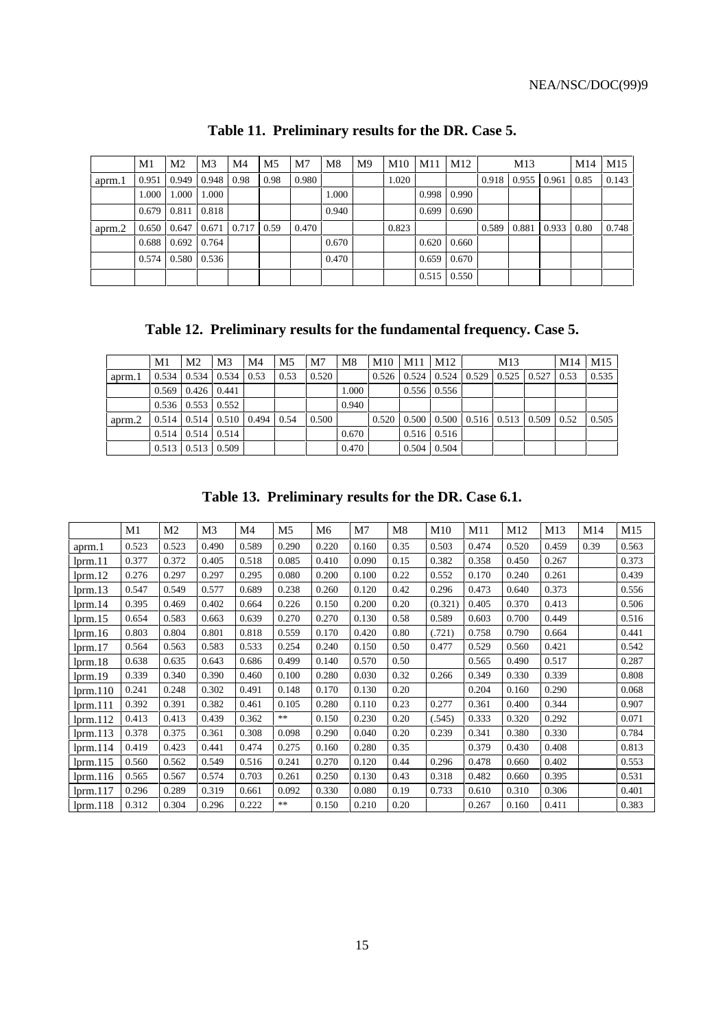**Table 11. Preliminary results for the DR. Case 5.**

| | M1 | M2 | M3 | M4 | M5 | M7 | M8 | M9 | M10 | M11 | M12 | M13 | | | M14 | M15 |
|---|---|---|---|---|---|---|---|---|---|---|---|---|---|---|---|---|
| aprm.1 | 0.951 | 0.949 | 0.948 | 0.98 | 0.98 | 0.980 | | | 1.020 | | | 0.918 | 0.955 | 0.961 | 0.85 | 0.143 |
| | 1.000 | 1.000 | 1.000 | | | | 1.000 | | | 0.998 | 0.990 | | | | | |
| | 0.679 | 0.811 | 0.818 | | | | 0.940 | | | 0.699 | 0.690 | | | | | |
| aprm.2 | 0.650 | 0.647 | 0.671 | 0.717 | 0.59 | 0.470 | | | 0.823 | | | 0.589 | 0.881 | 0.933 | 0.80 | 0.748 |
| | 0.688 | 0.692 | 0.764 | | | | 0.670 | | | 0.620 | 0.660 | | | | | |
| | 0.574 | 0.580 | 0.536 | | | | 0.470 | | | 0.659 | 0.670 | | | | | |
| | | | | | | | | | | 0.515 | 0.550 | | | | | |

**Table 12. Preliminary results for the fundamental frequency. Case 5.**

| | M1 | M2 | M3 | M4 | M5 | M7 | M8 | M10 | M11 | M12 | M13 | | | M14 | M15 |
|---|---|---|---|---|---|---|---|---|---|---|---|---|---|---|---|
| aprm.1 | 0.534 | 0.534 | 0.534 | 0.53 | 0.53 | 0.520 | | 0.526 | 0.524 | 0.524 | 0.529 | 0.525 | 0.527 | 0.53 | 0.535 |
| | 0.569 | 0.426 | 0.441 | | | | 1.000 | | 0.556 | 0.556 | | | | | |
| | 0.536 | 0.553 | 0.552 | | | | 0.940 | | | | | | | | |
| aprm.2 | 0.514 | 0.514 | 0.510 | 0.494 | 0.54 | 0.500 | | 0.520 | 0.500 | 0.500 | 0.516 | 0.513 | 0.509 | 0.52 | 0.505 |
| | 0.514 | 0.514 | 0.514 | | | | 0.670 | | 0.516 | 0.516 | | | | | |
| | 0.513 | 0.513 | 0.509 | | | | 0.470 | | 0.504 | 0.504 | | | | | |

**Table 13. Preliminary results for the DR. Case 6.1.**

| | M1 | M2 | M3 | M4 | M5 | M6 | M7 | M8 | M10 | M11 | M12 | M13 | M14 | M15 |
|---|---|---|---|---|---|---|---|---|---|---|---|---|---|---|
| aprm.1 | 0.523 | 0.523 | 0.490 | 0.589 | 0.290 | 0.220 | 0.160 | 0.35 | 0.503 | 0.474 | 0.520 | 0.459 | 0.39 | 0.563 |
| lprm.11 | 0.377 | 0.372 | 0.405 | 0.518 | 0.085 | 0.410 | 0.090 | 0.15 | 0.382 | 0.358 | 0.450 | 0.267 | | 0.373 |
| lprm.12 | 0.276 | 0.297 | 0.297 | 0.295 | 0.080 | 0.200 | 0.100 | 0.22 | 0.552 | 0.170 | 0.240 | 0.261 | | 0.439 |
| lprm.13 | 0.547 | 0.549 | 0.577 | 0.689 | 0.238 | 0.260 | 0.120 | 0.42 | 0.296 | 0.473 | 0.640 | 0.373 | | 0.556 |
| lprm.14 | 0.395 | 0.469 | 0.402 | 0.664 | 0.226 | 0.150 | 0.200 | 0.20 | (0.321) | 0.405 | 0.370 | 0.413 | | 0.506 |
| lprm.15 | 0.654 | 0.583 | 0.663 | 0.639 | 0.270 | 0.270 | 0.130 | 0.58 | 0.589 | 0.603 | 0.700 | 0.449 | | 0.516 |
| lprm.16 | 0.803 | 0.804 | 0.801 | 0.818 | 0.559 | 0.170 | 0.420 | 0.80 | (.721) | 0.758 | 0.790 | 0.664 | | 0.441 |
| lprm.17 | 0.564 | 0.563 | 0.583 | 0.533 | 0.254 | 0.240 | 0.150 | 0.50 | 0.477 | 0.529 | 0.560 | 0.421 | | 0.542 |
| lprm.18 | 0.638 | 0.635 | 0.643 | 0.686 | 0.499 | 0.140 | 0.570 | 0.50 | | 0.565 | 0.490 | 0.517 | | 0.287 |
| lprm.19 | 0.339 | 0.340 | 0.390 | 0.460 | 0.100 | 0.280 | 0.030 | 0.32 | 0.266 | 0.349 | 0.330 | 0.339 | | 0.808 |
| lprm.110 | 0.241 | 0.248 | 0.302 | 0.491 | 0.148 | 0.170 | 0.130 | 0.20 | | 0.204 | 0.160 | 0.290 | | 0.068 |
| lprm.111 | 0.392 | 0.391 | 0.382 | 0.461 | 0.105 | 0.280 | 0.110 | 0.23 | 0.277 | 0.361 | 0.400 | 0.344 | | 0.907 |
| lprm.112 | 0.413 | 0.413 | 0.439 | 0.362 | ** | 0.150 | 0.230 | 0.20 | (.545) | 0.333 | 0.320 | 0.292 | | 0.071 |
| lprm.113 | 0.378 | 0.375 | 0.361 | 0.308 | 0.098 | 0.290 | 0.040 | 0.20 | 0.239 | 0.341 | 0.380 | 0.330 | | 0.784 |
| lprm.114 | 0.419 | 0.423 | 0.441 | 0.474 | 0.275 | 0.160 | 0.280 | 0.35 | | 0.379 | 0.430 | 0.408 | | 0.813 |
| lprm.115 | 0.560 | 0.562 | 0.549 | 0.516 | 0.241 | 0.270 | 0.120 | 0.44 | 0.296 | 0.478 | 0.660 | 0.402 | | 0.553 |
| lprm.116 | 0.565 | 0.567 | 0.574 | 0.703 | 0.261 | 0.250 | 0.130 | 0.43 | 0.318 | 0.482 | 0.660 | 0.395 | | 0.531 |
| lprm.117 | 0.296 | 0.289 | 0.319 | 0.661 | 0.092 | 0.330 | 0.080 | 0.19 | 0.733 | 0.610 | 0.310 | 0.306 | | 0.401 |
| lprm.118 | 0.312 | 0.304 | 0.296 | 0.222 | ** | 0.150 | 0.210 | 0.20 | | 0.267 | 0.160 | 0.411 | | 0.383 |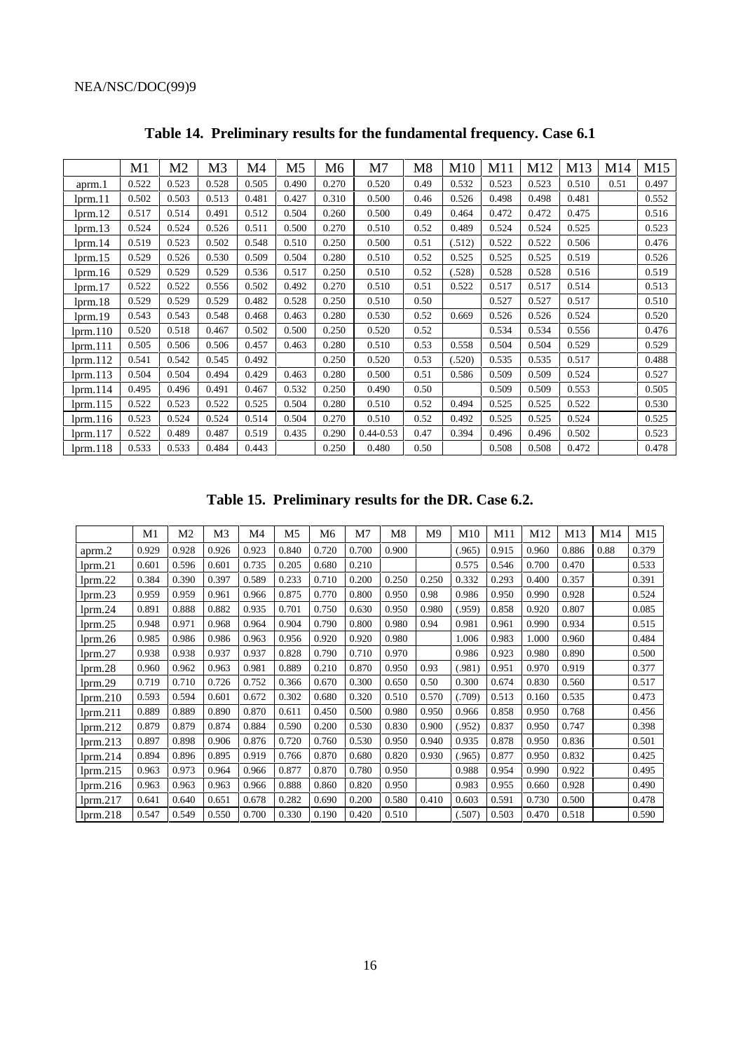**Table 14. Preliminary results for the fundamental frequency. Case 6.1**

| | M1 | M2 | M3 | M4 | M5 | M6 | M7 | M8 | M10 | M11 | M12 | M13 | M14 | M15 |
|---|---|---|---|---|---|---|---|---|---|---|---|---|---|---|
| aprm.1 | 0.522 | 0.523 | 0.528 | 0.505 | 0.490 | 0.270 | 0.520 | 0.49 | 0.532 | 0.523 | 0.523 | 0.510 | 0.51 | 0.497 |
| lprm.11 | 0.502 | 0.503 | 0.513 | 0.481 | 0.427 | 0.310 | 0.500 | 0.46 | 0.526 | 0.498 | 0.498 | 0.481 | | 0.552 |
| lprm.12 | 0.517 | 0.514 | 0.491 | 0.512 | 0.504 | 0.260 | 0.500 | 0.49 | 0.464 | 0.472 | 0.472 | 0.475 | | 0.516 |
| lprm.13 | 0.524 | 0.524 | 0.526 | 0.511 | 0.500 | 0.270 | 0.510 | 0.52 | 0.489 | 0.524 | 0.524 | 0.525 | | 0.523 |
| lprm.14 | 0.519 | 0.523 | 0.502 | 0.548 | 0.510 | 0.250 | 0.500 | 0.51 | (.512) | 0.522 | 0.522 | 0.506 | | 0.476 |
| lprm.15 | 0.529 | 0.526 | 0.530 | 0.509 | 0.504 | 0.280 | 0.510 | 0.52 | 0.525 | 0.525 | 0.525 | 0.519 | | 0.526 |
| lprm.16 | 0.529 | 0.529 | 0.529 | 0.536 | 0.517 | 0.250 | 0.510 | 0.52 | (.528) | 0.528 | 0.528 | 0.516 | | 0.519 |
| lprm.17 | 0.522 | 0.522 | 0.556 | 0.502 | 0.492 | 0.270 | 0.510 | 0.51 | 0.522 | 0.517 | 0.517 | 0.514 | | 0.513 |
| lprm.18 | 0.529 | 0.529 | 0.529 | 0.482 | 0.528 | 0.250 | 0.510 | 0.50 | | 0.527 | 0.527 | 0.517 | | 0.510 |
| lprm.19 | 0.543 | 0.543 | 0.548 | 0.468 | 0.463 | 0.280 | 0.530 | 0.52 | 0.669 | 0.526 | 0.526 | 0.524 | | 0.520 |
| lprm.110 | 0.520 | 0.518 | 0.467 | 0.502 | 0.500 | 0.250 | 0.520 | 0.52 | | 0.534 | 0.534 | 0.556 | | 0.476 |
| lprm.111 | 0.505 | 0.506 | 0.506 | 0.457 | 0.463 | 0.280 | 0.510 | 0.53 | 0.558 | 0.504 | 0.504 | 0.529 | | 0.529 |
| lprm.112 | 0.541 | 0.542 | 0.545 | 0.492 | | 0.250 | 0.520 | 0.53 | (.520) | 0.535 | 0.535 | 0.517 | | 0.488 |
| lprm.113 | 0.504 | 0.504 | 0.494 | 0.429 | 0.463 | 0.280 | 0.500 | 0.51 | 0.586 | 0.509 | 0.509 | 0.524 | | 0.527 |
| lprm.114 | 0.495 | 0.496 | 0.491 | 0.467 | 0.532 | 0.250 | 0.490 | 0.50 | | 0.509 | 0.509 | 0.553 | | 0.505 |
| lprm.115 | 0.522 | 0.523 | 0.522 | 0.525 | 0.504 | 0.280 | 0.510 | 0.52 | 0.494 | 0.525 | 0.525 | 0.522 | | 0.530 |
| lprm.116 | 0.523 | 0.524 | 0.524 | 0.514 | 0.504 | 0.270 | 0.510 | 0.52 | 0.492 | 0.525 | 0.525 | 0.524 | | 0.525 |
| lprm.117 | 0.522 | 0.489 | 0.487 | 0.519 | 0.435 | 0.290 | 0.44-0.53 | 0.47 | 0.394 | 0.496 | 0.496 | 0.502 | | 0.523 |
| lprm.118 | 0.533 | 0.533 | 0.484 | 0.443 | | 0.250 | 0.480 | 0.50 | | 0.508 | 0.508 | 0.472 | | 0.478 |

**Table 15. Preliminary results for the DR. Case 6.2.**

| | M1 | M2 | M3 | M4 | M5 | M6 | M7 | M8 | M9 | M10 | M11 | M12 | M13 | M14 | M15 |
|---|---|---|---|---|---|---|---|---|---|---|---|---|---|---|---|
| aprm.2 | 0.929 | 0.928 | 0.926 | 0.923 | 0.840 | 0.720 | 0.700 | 0.900 | | (.965) | 0.915 | 0.960 | 0.886 | 0.88 | 0.379 |
| lprm.21 | 0.601 | 0.596 | 0.601 | 0.735 | 0.205 | 0.680 | 0.210 | | | 0.575 | 0.546 | 0.700 | 0.470 | | 0.533 |
| lprm.22 | 0.384 | 0.390 | 0.397 | 0.589 | 0.233 | 0.710 | 0.200 | 0.250 | 0.250 | 0.332 | 0.293 | 0.400 | 0.357 | | 0.391 |
| lprm.23 | 0.959 | 0.959 | 0.961 | 0.966 | 0.875 | 0.770 | 0.800 | 0.950 | 0.98 | 0.986 | 0.950 | 0.990 | 0.928 | | 0.524 |
| lprm.24 | 0.891 | 0.888 | 0.882 | 0.935 | 0.701 | 0.750 | 0.630 | 0.950 | 0.980 | (.959) | 0.858 | 0.920 | 0.807 | | 0.085 |
| lprm.25 | 0.948 | 0.971 | 0.968 | 0.964 | 0.904 | 0.790 | 0.800 | 0.980 | 0.94 | 0.981 | 0.961 | 0.990 | 0.934 | | 0.515 |
| lprm.26 | 0.985 | 0.986 | 0.986 | 0.963 | 0.956 | 0.920 | 0.920 | 0.980 | | 1.006 | 0.983 | 1.000 | 0.960 | | 0.484 |
| lprm.27 | 0.938 | 0.938 | 0.937 | 0.937 | 0.828 | 0.790 | 0.710 | 0.970 | | 0.986 | 0.923 | 0.980 | 0.890 | | 0.500 |
| lprm.28 | 0.960 | 0.962 | 0.963 | 0.981 | 0.889 | 0.210 | 0.870 | 0.950 | 0.93 | (.981) | 0.951 | 0.970 | 0.919 | | 0.377 |
| lprm.29 | 0.719 | 0.710 | 0.726 | 0.752 | 0.366 | 0.670 | 0.300 | 0.650 | 0.50 | 0.300 | 0.674 | 0.830 | 0.560 | | 0.517 |
| lprm.210 | 0.593 | 0.594 | 0.601 | 0.672 | 0.302 | 0.680 | 0.320 | 0.510 | 0.570 | (.709) | 0.513 | 0.160 | 0.535 | | 0.473 |
| lprm.211 | 0.889 | 0.889 | 0.890 | 0.870 | 0.611 | 0.450 | 0.500 | 0.980 | 0.950 | 0.966 | 0.858 | 0.950 | 0.768 | | 0.456 |
| lprm.212 | 0.879 | 0.879 | 0.874 | 0.884 | 0.590 | 0.200 | 0.530 | 0.830 | 0.900 | (.952) | 0.837 | 0.950 | 0.747 | | 0.398 |
| lprm.213 | 0.897 | 0.898 | 0.906 | 0.876 | 0.720 | 0.760 | 0.530 | 0.950 | 0.940 | 0.935 | 0.878 | 0.950 | 0.836 | | 0.501 |
| lprm.214 | 0.894 | 0.896 | 0.895 | 0.919 | 0.766 | 0.870 | 0.680 | 0.820 | 0.930 | (.965) | 0.877 | 0.950 | 0.832 | | 0.425 |
| lprm.215 | 0.963 | 0.973 | 0.964 | 0.966 | 0.877 | 0.870 | 0.780 | 0.950 | | 0.988 | 0.954 | 0.990 | 0.922 | | 0.495 |
| lprm.216 | 0.963 | 0.963 | 0.963 | 0.966 | 0.888 | 0.860 | 0.820 | 0.950 | | 0.983 | 0.955 | 0.660 | 0.928 | | 0.490 |
| lprm.217 | 0.641 | 0.640 | 0.651 | 0.678 | 0.282 | 0.690 | 0.200 | 0.580 | 0.410 | 0.603 | 0.591 | 0.730 | 0.500 | | 0.478 |
| lprm.218 | 0.547 | 0.549 | 0.550 | 0.700 | 0.330 | 0.190 | 0.420 | 0.510 | | (.507) | 0.503 | 0.470 | 0.518 | | 0.590 |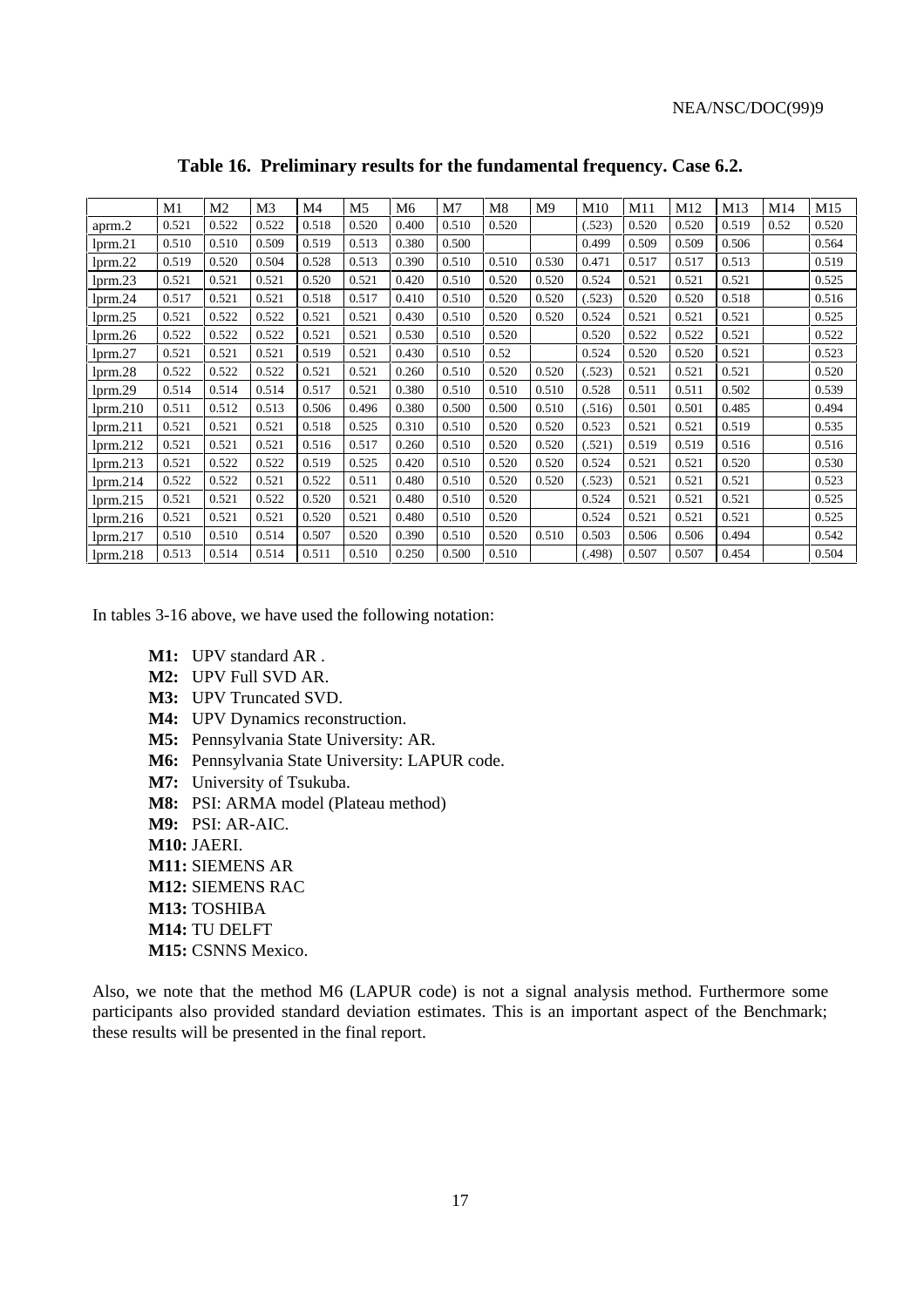**Table 16. Preliminary results for the fundamental frequency. Case 6.2.**

| | M1 | M2 | M3 | M4 | M5 | M6 | M7 | M8 | M9 | M10 | M11 | M12 | M13 | M14 | M15 |
|---|---|---|---|---|---|---|---|---|---|---|---|---|---|---|---|
| aprm.2 | 0.521 | 0.522 | 0.522 | 0.518 | 0.520 | 0.400 | 0.510 | 0.520 | | (.523) | 0.520 | 0.520 | 0.519 | 0.52 | 0.520 |
| lprm.21 | 0.510 | 0.510 | 0.509 | 0.519 | 0.513 | 0.380 | 0.500 | | | 0.499 | 0.509 | 0.509 | 0.506 | | 0.564 |
| lprm.22 | 0.519 | 0.520 | 0.504 | 0.528 | 0.513 | 0.390 | 0.510 | 0.510 | 0.530 | 0.471 | 0.517 | 0.517 | 0.513 | | 0.519 |
| lprm.23 | 0.521 | 0.521 | 0.521 | 0.520 | 0.521 | 0.420 | 0.510 | 0.520 | 0.520 | 0.524 | 0.521 | 0.521 | 0.521 | | 0.525 |
| lprm.24 | 0.517 | 0.521 | 0.521 | 0.518 | 0.517 | 0.410 | 0.510 | 0.520 | 0.520 | (.523) | 0.520 | 0.520 | 0.518 | | 0.516 |
| lprm.25 | 0.521 | 0.522 | 0.522 | 0.521 | 0.521 | 0.430 | 0.510 | 0.520 | 0.520 | 0.524 | 0.521 | 0.521 | 0.521 | | 0.525 |
| lprm.26 | 0.522 | 0.522 | 0.522 | 0.521 | 0.521 | 0.530 | 0.510 | 0.520 | | 0.520 | 0.522 | 0.522 | 0.521 | | 0.522 |
| lprm.27 | 0.521 | 0.521 | 0.521 | 0.519 | 0.521 | 0.430 | 0.510 | 0.52 | | 0.524 | 0.520 | 0.520 | 0.521 | | 0.523 |
| lprm.28 | 0.522 | 0.522 | 0.522 | 0.521 | 0.521 | 0.260 | 0.510 | 0.520 | 0.520 | (.523) | 0.521 | 0.521 | 0.521 | | 0.520 |
| lprm.29 | 0.514 | 0.514 | 0.514 | 0.517 | 0.521 | 0.380 | 0.510 | 0.510 | 0.510 | 0.528 | 0.511 | 0.511 | 0.502 | | 0.539 |
| lprm.210 | 0.511 | 0.512 | 0.513 | 0.506 | 0.496 | 0.380 | 0.500 | 0.500 | 0.510 | (.516) | 0.501 | 0.501 | 0.485 | | 0.494 |
| lprm.211 | 0.521 | 0.521 | 0.521 | 0.518 | 0.525 | 0.310 | 0.510 | 0.520 | 0.520 | 0.523 | 0.521 | 0.521 | 0.519 | | 0.535 |
| lprm.212 | 0.521 | 0.521 | 0.521 | 0.516 | 0.517 | 0.260 | 0.510 | 0.520 | 0.520 | (.521) | 0.519 | 0.519 | 0.516 | | 0.516 |
| lprm.213 | 0.521 | 0.522 | 0.522 | 0.519 | 0.525 | 0.420 | 0.510 | 0.520 | 0.520 | 0.524 | 0.521 | 0.521 | 0.520 | | 0.530 |
| lprm.214 | 0.522 | 0.522 | 0.521 | 0.522 | 0.511 | 0.480 | 0.510 | 0.520 | 0.520 | (.523) | 0.521 | 0.521 | 0.521 | | 0.523 |
| lprm.215 | 0.521 | 0.521 | 0.522 | 0.520 | 0.521 | 0.480 | 0.510 | 0.520 | | 0.524 | 0.521 | 0.521 | 0.521 | | 0.525 |
| lprm.216 | 0.521 | 0.521 | 0.521 | 0.520 | 0.521 | 0.480 | 0.510 | 0.520 | | 0.524 | 0.521 | 0.521 | 0.521 | | 0.525 |
| lprm.217 | 0.510 | 0.510 | 0.514 | 0.507 | 0.520 | 0.390 | 0.510 | 0.520 | 0.510 | 0.503 | 0.506 | 0.506 | 0.494 | | 0.542 |
| lprm.218 | 0.513 | 0.514 | 0.514 | 0.511 | 0.510 | 0.250 | 0.500 | 0.510 | | (.498) | 0.507 | 0.507 | 0.454 | | 0.504 |

In tables 3-16 above, we have used the following notation:

- **M1:** UPV standard AR .
- **M2:** UPV Full SVD AR.
- **M3:** UPV Truncated SVD.
- **M4:** UPV Dynamics reconstruction.
- **M5:** Pennsylvania State University: AR.
- **M6:** Pennsylvania State University: LAPUR code.
- **M7:** University of Tsukuba.
- **M8:** PSI: ARMA model (Plateau method)
- **M9:** PSI: AR-AIC.
- **M10:** JAERI.
- **M11:** SIEMENS AR
- **M12:** SIEMENS RAC
- **M13:** TOSHIBA
- **M14:** TU DELFT
- **M15:** CSNNS Mexico.

Also, we note that the method M6 (LAPUR code) is not a signal analysis method. Furthermore some participants also provided standard deviation estimates. This is an important aspect of the Benchmark; these results will be presented in the final report.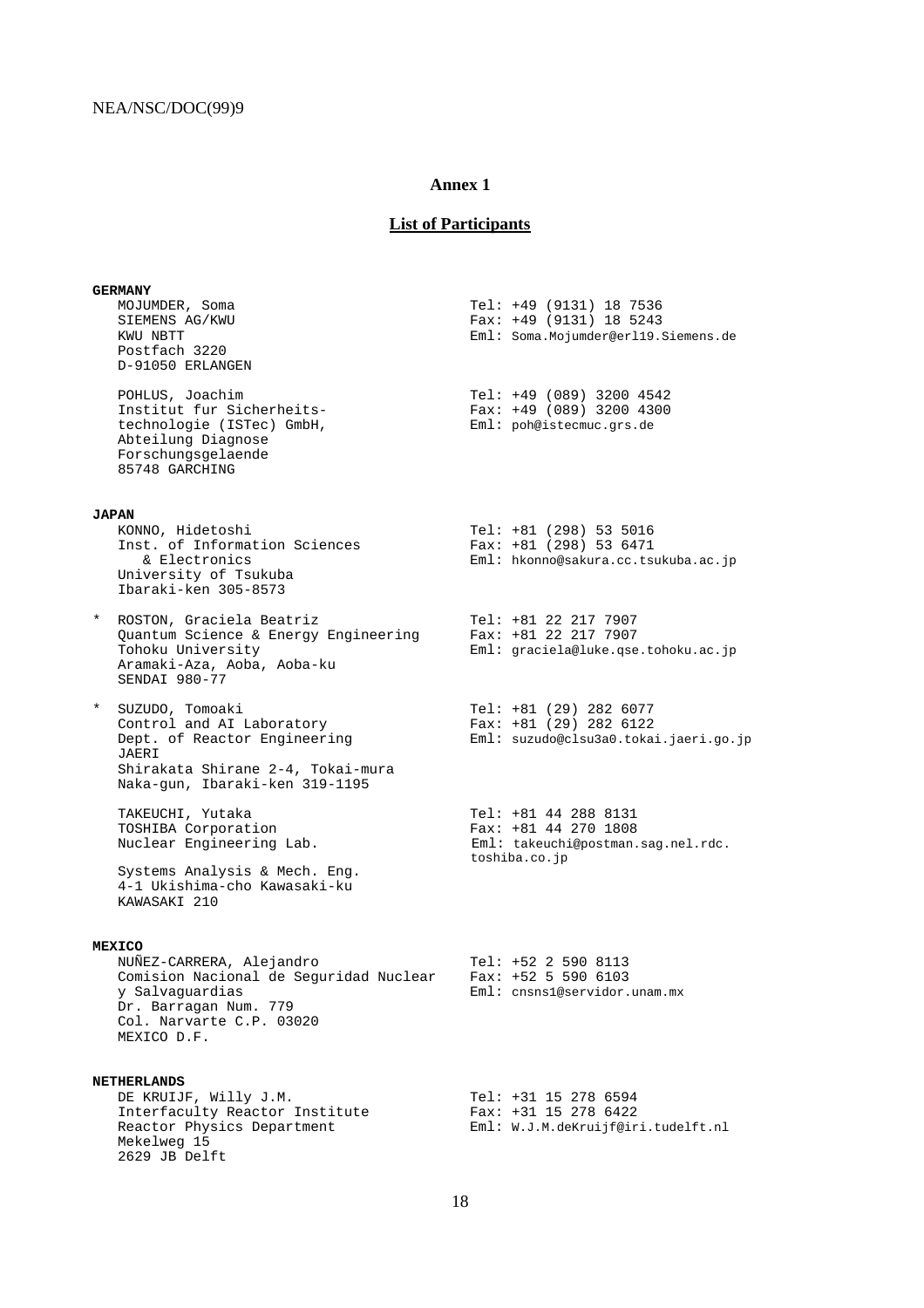## Annex 1

## List of Participants

**GERMANY**

MOJUMDER, Soma
SIEMENS AG/KWU
KWU NBTT
Postfach 3220
D-91050 ERLANGEN

Tel: +49 (9131) 18 7536
Fax: +49 (9131) 18 5243
Eml: Soma.Mojumder@erl19.Siemens.de

POHLUS, Joachim
Institut fur Sicherheits-technologie (ISTec) GmbH,
Abteilung Diagnose
Forschungsgelaende
85748 GARCHING

Tel: +49 (089) 3200 4542
Fax: +49 (089) 3200 4300
Eml: poh@istecmuc.grs.de

**JAPAN**

KONNO, Hidetoshi
Inst. of Information Sciences & Electronics
University of Tsukuba
Ibaraki-ken 305-8573

Tel: +81 (298) 53 5016
Fax: +81 (298) 53 6471
Eml: hkonno@sakura.cc.tsukuba.ac.jp

\* ROSTON, Graciela Beatriz
Quantum Science & Energy Engineering
Tohoku University
Aramaki-Aza, Aoba, Aoba-ku
SENDAI 980-77

Tel: +81 22 217 7907
Fax: +81 22 217 7907
Eml: graciela@luke.qse.tohoku.ac.jp

\* SUZUDO, Tomoaki
Control and AI Laboratory
Dept. of Reactor Engineering
JAERI
Shirakata Shirane 2-4, Tokai-mura
Naka-gun, Ibaraki-ken 319-1195

Tel: +81 (29) 282 6077
Fax: +81 (29) 282 6122
Eml: suzudo@clsu3a0.tokai.jaeri.go.jp

TAKEUCHI, Yutaka
TOSHIBA Corporation
Nuclear Engineering Lab.
Systems Analysis & Mech. Eng.
4-1 Ukishima-cho Kawasaki-ku
KAWASAKI 210

Tel: +81 44 288 8131
Fax: +81 44 270 1808
Eml: takeuchi@postman.sag.nel.rdc.toshiba.co.jp

**MEXICO**

NUÑEZ-CARRERA, Alejandro
Comision Nacional de Seguridad Nuclear y Salvaguardias
Dr. Barragan Num. 779
Col. Narvarte C.P. 03020
MEXICO D.F.

Tel: +52 2 590 8113
Fax: +52 5 590 6103
Eml: cnsns1@servidor.unam.mx

**NETHERLANDS**

DE KRUIJF, Willy J.M.
Interfaculty Reactor Institute
Reactor Physics Department
Mekelweg 15
2629 JB Delft

Tel: +31 15 278 6594
Fax: +31 15 278 6422
Eml: W.J.M.deKruijf@iri.tudelft.nl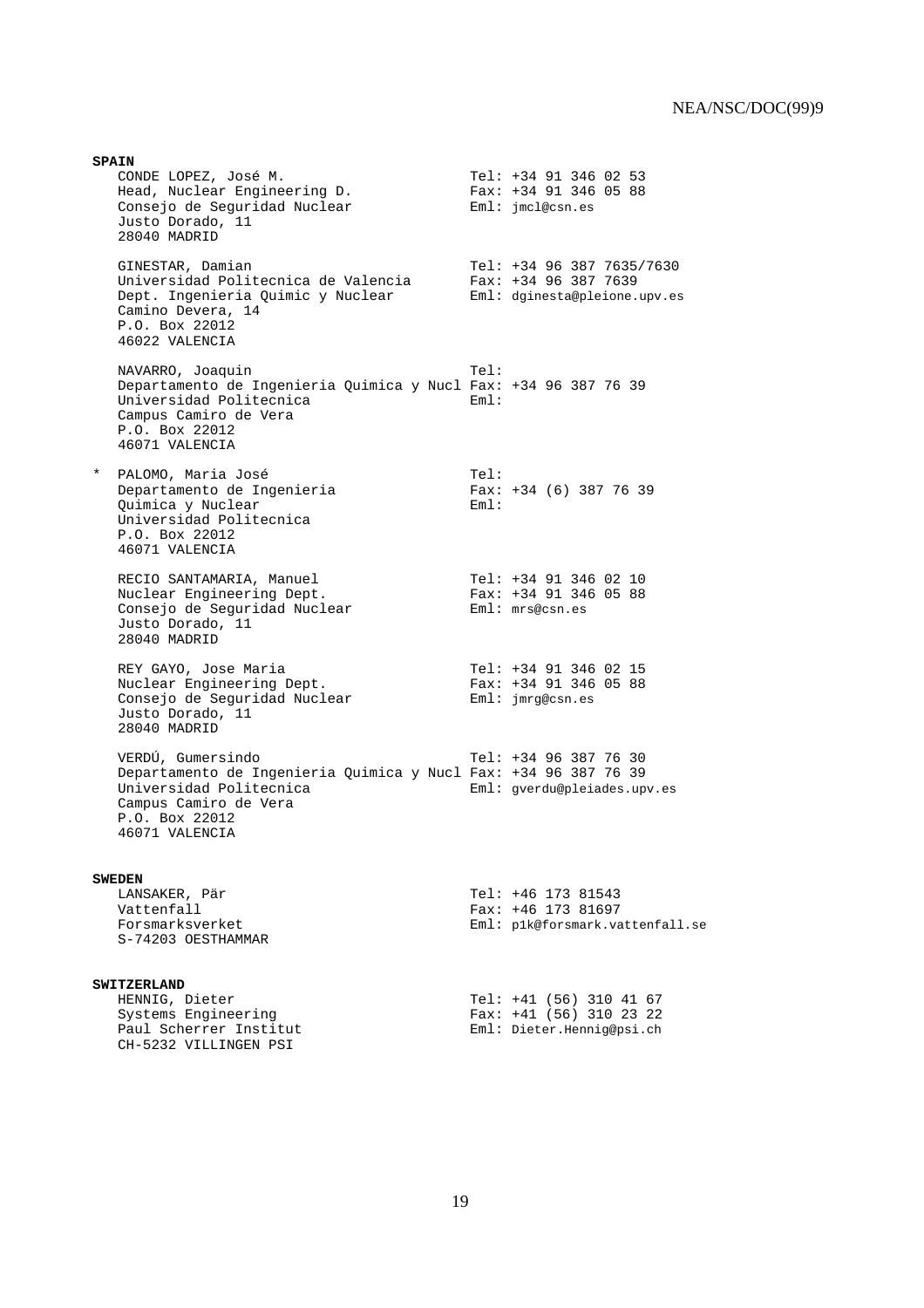**SPAIN**

CONDE LOPEZ, José M.
Head, Nuclear Engineering D.
Consejo de Seguridad Nuclear
Justo Dorado, 11
28040 MADRID
Tel: +34 91 346 02 53
Fax: +34 91 346 05 88
Eml: jmcl@csn.es

GINESTAR, Damian
Universidad Politecnica de Valencia
Dept. Ingenieria Quimic y Nuclear
Camino Devera, 14
P.O. Box 22012
46022 VALENCIA
Tel: +34 96 387 7635/7630
Fax: +34 96 387 7639
Eml: dginesta@pleione.upv.es

NAVARRO, Joaquin
Departamento de Ingenieria Quimica y Nucl
Universidad Politecnica
Campus Camiro de Vera
P.O. Box 22012
46071 VALENCIA
Tel:
Fax: +34 96 387 76 39
Eml:

\* PALOMO, Maria José
Departamento de Ingenieria
Quimica y Nuclear
Universidad Politecnica
P.O. Box 22012
46071 VALENCIA
Tel:
Fax: +34 (6) 387 76 39
Eml:

RECIO SANTAMARIA, Manuel
Nuclear Engineering Dept.
Consejo de Seguridad Nuclear
Justo Dorado, 11
28040 MADRID
Tel: +34 91 346 02 10
Fax: +34 91 346 05 88
Eml: mrs@csn.es

REY GAYO, Jose Maria
Nuclear Engineering Dept.
Consejo de Seguridad Nuclear
Justo Dorado, 11
28040 MADRID
Tel: +34 91 346 02 15
Fax: +34 91 346 05 88
Eml: jmrg@csn.es

VERDÚ, Gumersindo
Departamento de Ingenieria Quimica y Nucl
Universidad Politecnica
Campus Camiro de Vera
P.O. Box 22012
46071 VALENCIA
Tel: +34 96 387 76 30
Fax: +34 96 387 76 39
Eml: gverdu@pleiades.upv.es

**SWEDEN**

LANSAKER, Pär
Vattenfall
Forsmarksverket
S-74203 OESTHAMMAR
Tel: +46 173 81543
Fax: +46 173 81697
Eml: p1k@forsmark.vattenfall.se

**SWITZERLAND**

HENNIG, Dieter
Systems Engineering
Paul Scherrer Institut
CH-5232 VILLINGEN PSI
Tel: +41 (56) 310 41 67
Fax: +41 (56) 310 23 22
Eml: Dieter.Hennig@psi.ch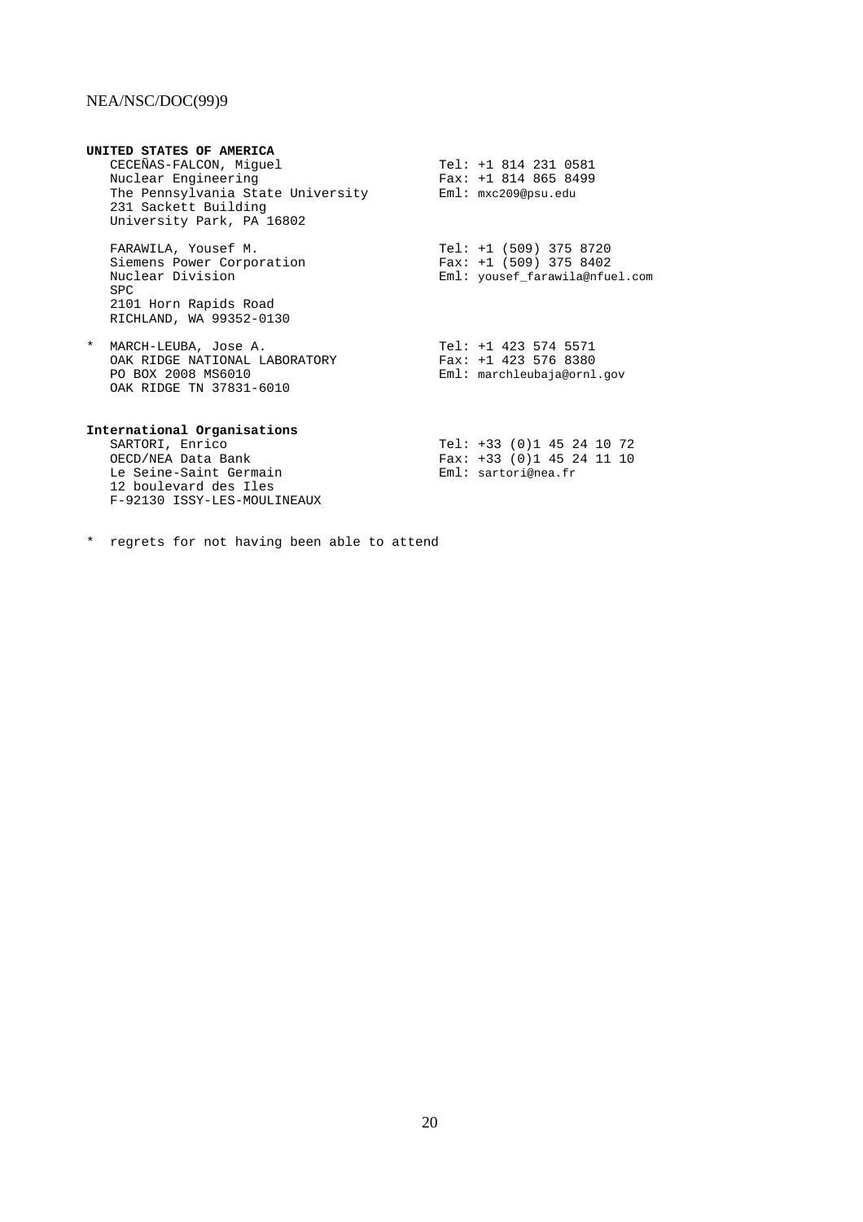**UNITED STATES OF AMERICA**

CECEÑAS-FALCON, Miguel
Nuclear Engineering
The Pennsylvania State University
231 Sackett Building
University Park, PA 16802

Tel: +1 814 231 0581
Fax: +1 814 865 8499
Eml: mxc209@psu.edu

FARAWILA, Yousef M.
Siemens Power Corporation
Nuclear Division
SPC
2101 Horn Rapids Road
RICHLAND, WA 99352-0130

Tel: +1 (509) 375 8720
Fax: +1 (509) 375 8402
Eml: yousef_farawila@nfuel.com

\* MARCH-LEUBA, Jose A.
OAK RIDGE NATIONAL LABORATORY
PO BOX 2008 MS6010
OAK RIDGE TN 37831-6010

Tel: +1 423 574 5571
Fax: +1 423 576 8380
Eml: marchleubaja@ornl.gov

**International Organisations**

SARTORI, Enrico
OECD/NEA Data Bank
Le Seine-Saint Germain
12 boulevard des Iles
F-92130 ISSY-LES-MOULINEAUX

Tel: +33 (0)1 45 24 10 72
Fax: +33 (0)1 45 24 11 10
Eml: sartori@nea.fr

\* regrets for not having been able to attend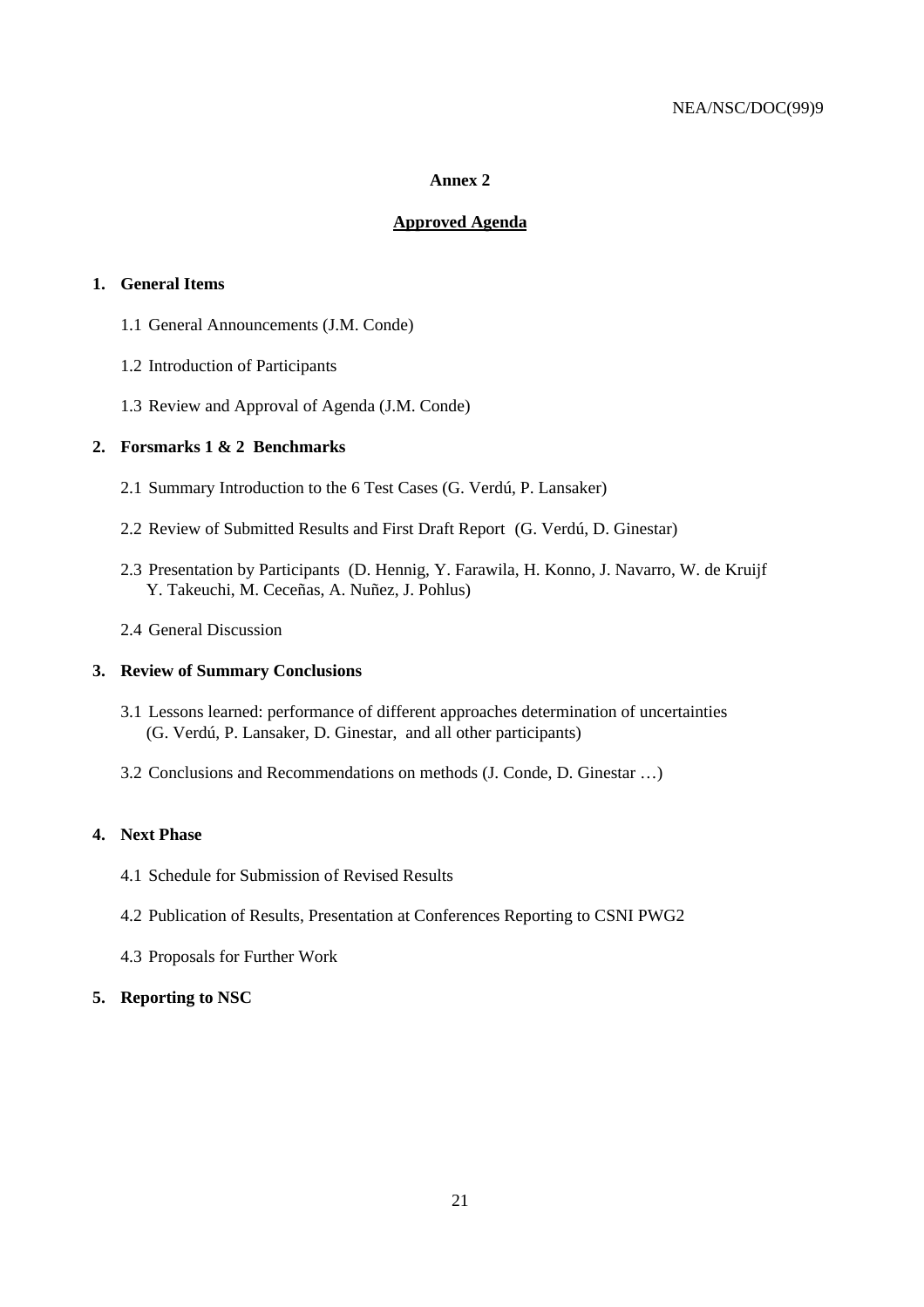# Annex 2

## Approved Agenda

**1. General Items**

1.1 General Announcements (J.M. Conde)

1.2 Introduction of Participants

1.3 Review and Approval of Agenda (J.M. Conde)

**2. Forsmarks 1 & 2 Benchmarks**

2.1 Summary Introduction to the 6 Test Cases (G. Verdú, P. Lansaker)

2.2 Review of Submitted Results and First Draft Report (G. Verdú, D. Ginestar)

2.3 Presentation by Participants (D. Hennig, Y. Farawila, H. Konno, J. Navarro, W. de Kruijf Y. Takeuchi, M. Ceceñas, A. Nuñez, J. Pohlus)

2.4 General Discussion

**3. Review of Summary Conclusions**

3.1 Lessons learned: performance of different approaches determination of uncertainties (G. Verdú, P. Lansaker, D. Ginestar, and all other participants)

3.2 Conclusions and Recommendations on methods (J. Conde, D. Ginestar …)

**4. Next Phase**

4.1 Schedule for Submission of Revised Results

4.2 Publication of Results, Presentation at Conferences Reporting to CSNI PWG2

4.3 Proposals for Further Work

**5. Reporting to NSC**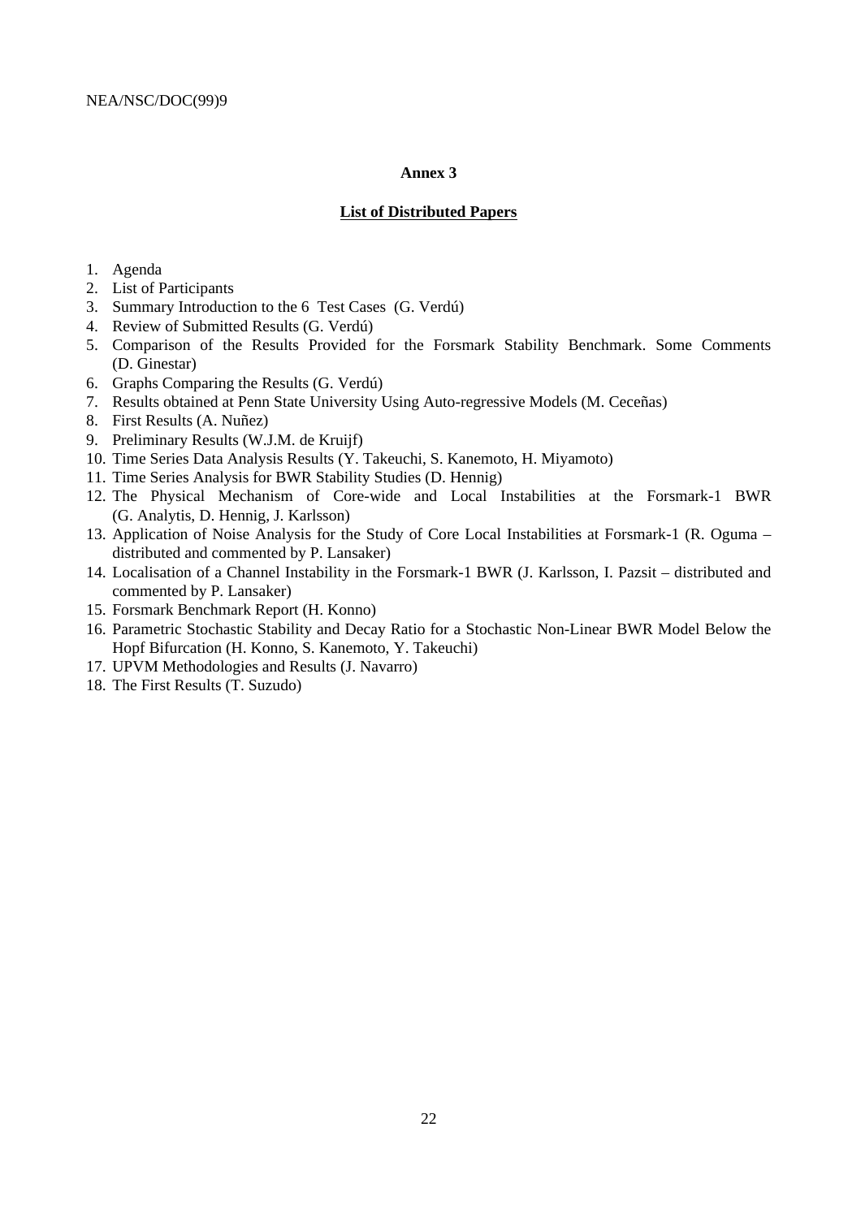## Annex 3

## List of Distributed Papers

1. Agenda
2. List of Participants
3. Summary Introduction to the 6 Test Cases (G. Verdú)
4. Review of Submitted Results (G. Verdú)
5. Comparison of the Results Provided for the Forsmark Stability Benchmark. Some Comments (D. Ginestar)
6. Graphs Comparing the Results (G. Verdú)
7. Results obtained at Penn State University Using Auto-regressive Models (M. Ceceñas)
8. First Results (A. Nuñez)
9. Preliminary Results (W.J.M. de Kruijf)
10. Time Series Data Analysis Results (Y. Takeuchi, S. Kanemoto, H. Miyamoto)
11. Time Series Analysis for BWR Stability Studies (D. Hennig)
12. The Physical Mechanism of Core-wide and Local Instabilities at the Forsmark-1 BWR (G. Analytis, D. Hennig, J. Karlsson)
13. Application of Noise Analysis for the Study of Core Local Instabilities at Forsmark-1 (R. Oguma – distributed and commented by P. Lansaker)
14. Localisation of a Channel Instability in the Forsmark-1 BWR (J. Karlsson, I. Pazsit – distributed and commented by P. Lansaker)
15. Forsmark Benchmark Report (H. Konno)
16. Parametric Stochastic Stability and Decay Ratio for a Stochastic Non-Linear BWR Model Below the Hopf Bifurcation (H. Konno, S. Kanemoto, Y. Takeuchi)
17. UPVM Methodologies and Results (J. Navarro)
18. The First Results (T. Suzudo)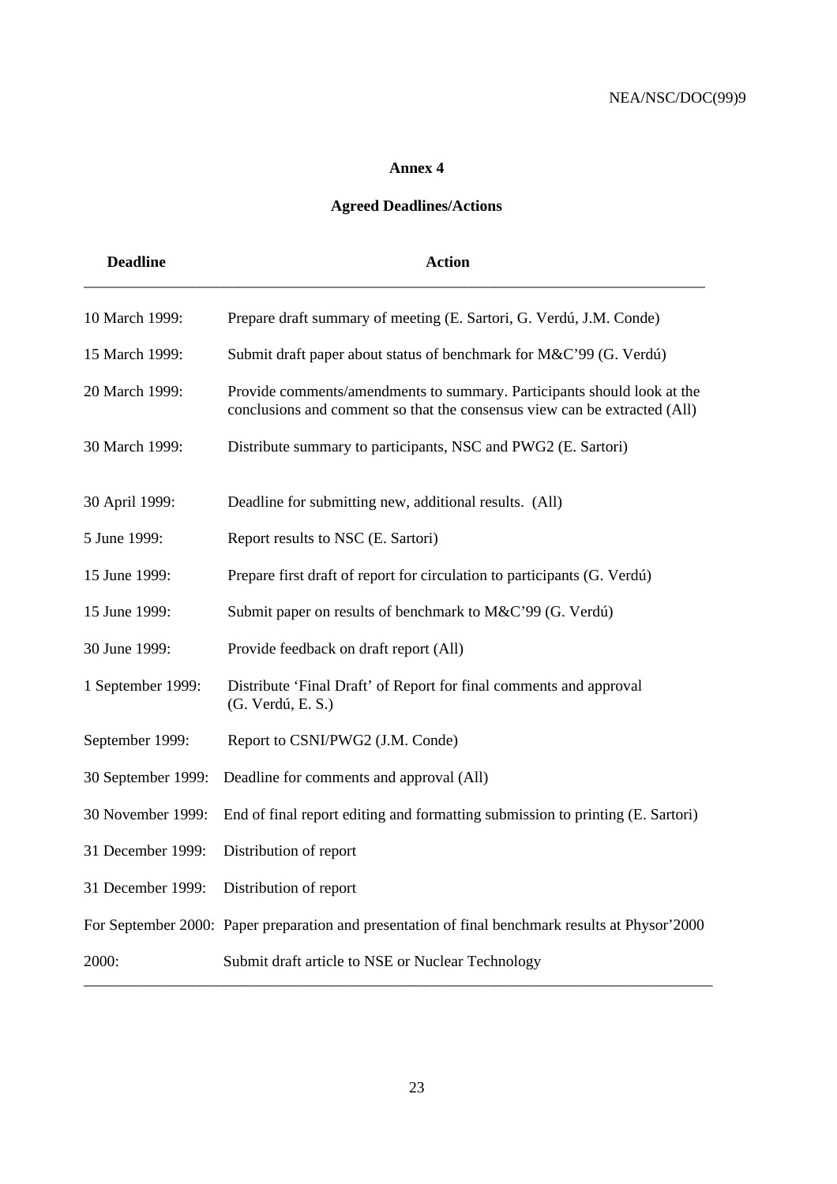## Annex 4

## Agreed Deadlines/Actions

| Deadline | Action |
|---|---|
| 10 March 1999: | Prepare draft summary of meeting (E. Sartori, G. Verdú, J.M. Conde) |
| 15 March 1999: | Submit draft paper about status of benchmark for M&C'99 (G. Verdú) |
| 20 March 1999: | Provide comments/amendments to summary. Participants should look at the conclusions and comment so that the consensus view can be extracted (All) |
| 30 March 1999: | Distribute summary to participants, NSC and PWG2 (E. Sartori) |
| 30 April 1999: | Deadline for submitting new, additional results. (All) |
| 5 June 1999: | Report results to NSC (E. Sartori) |
| 15 June 1999: | Prepare first draft of report for circulation to participants (G. Verdú) |
| 15 June 1999: | Submit paper on results of benchmark to M&C'99 (G. Verdú) |
| 30 June 1999: | Provide feedback on draft report (All) |
| 1 September 1999: | Distribute 'Final Draft' of Report for final comments and approval (G. Verdú, E. S.) |
| September 1999: | Report to CSNI/PWG2 (J.M. Conde) |
| 30 September 1999: | Deadline for comments and approval (All) |
| 30 November 1999: | End of final report editing and formatting submission to printing (E. Sartori) |
| 31 December 1999: | Distribution of report |
| 31 December 1999: | Distribution of report |
| For September 2000: | Paper preparation and presentation of final benchmark results at Physor'2000 |
| 2000: | Submit draft article to NSE or Nuclear Technology |